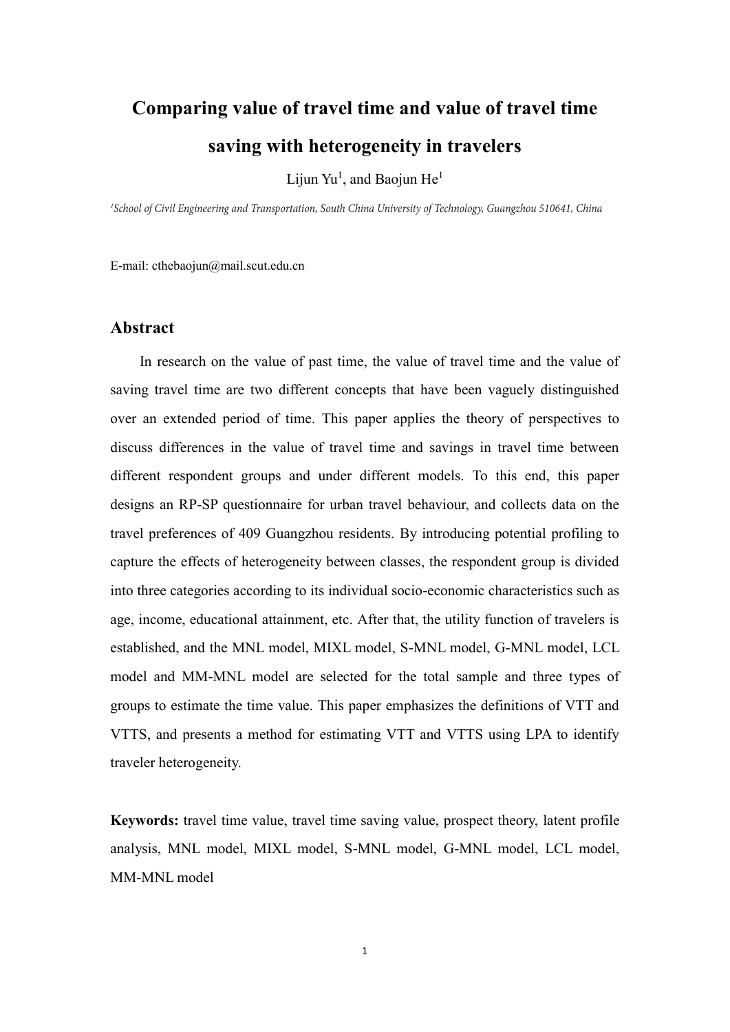# Comparing value of travel time and value of travel time saving with heterogeneity in travelers

Lijun Yu[1], and Baojun He[1]

[1]*School of Civil Engineering and Transportation, South China University of Technology, Guangzhou 510641, China*

E-mail: cthebaojun@mail.scut.edu.cn

## Abstract

In research on the value of past time, the value of travel time and the value of saving travel time are two different concepts that have been vaguely distinguished over an extended period of time. This paper applies the theory of perspectives to discuss differences in the value of travel time and savings in travel time between different respondent groups and under different models. To this end, this paper designs an RP-SP questionnaire for urban travel behaviour, and collects data on the travel preferences of 409 Guangzhou residents. By introducing potential profiling to capture the effects of heterogeneity between classes, the respondent group is divided into three categories according to its individual socio-economic characteristics such as age, income, educational attainment, etc. After that, the utility function of travelers is established, and the MNL model, MIXL model, S-MNL model, G-MNL model, LCL model and MM-MNL model are selected for the total sample and three types of groups to estimate the time value. This paper emphasizes the definitions of VTT and VTTS, and presents a method for estimating VTT and VTTS using LPA to identify traveler heterogeneity.

**Keywords:** travel time value, travel time saving value, prospect theory, latent profile analysis, MNL model, MIXL model, S-MNL model, G-MNL model, LCL model, MM-MNL model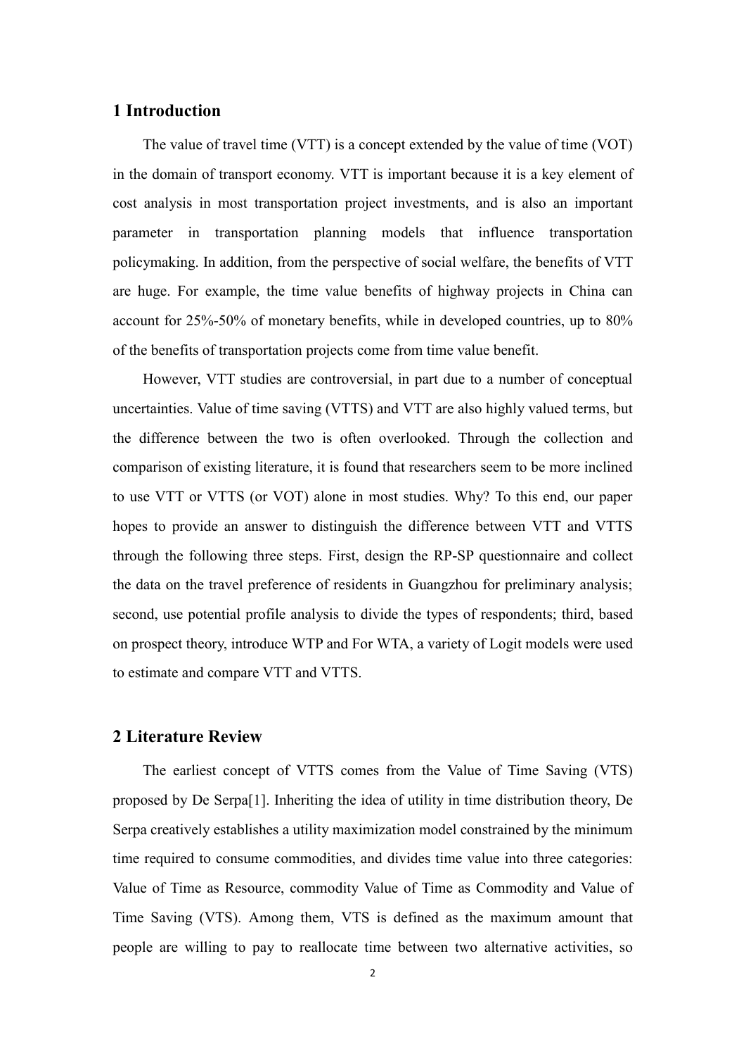## 1 Introduction

The value of travel time (VTT) is a concept extended by the value of time (VOT) in the domain of transport economy. VTT is important because it is a key element of cost analysis in most transportation project investments, and is also an important parameter in transportation planning models that influence transportation policymaking. In addition, from the perspective of social welfare, the benefits of VTT are huge. For example, the time value benefits of highway projects in China can account for 25%-50% of monetary benefits, while in developed countries, up to 80% of the benefits of transportation projects come from time value benefit.

However, VTT studies are controversial, in part due to a number of conceptual uncertainties. Value of time saving (VTTS) and VTT are also highly valued terms, but the difference between the two is often overlooked. Through the collection and comparison of existing literature, it is found that researchers seem to be more inclined to use VTT or VTTS (or VOT) alone in most studies. Why? To this end, our paper hopes to provide an answer to distinguish the difference between VTT and VTTS through the following three steps. First, design the RP-SP questionnaire and collect the data on the travel preference of residents in Guangzhou for preliminary analysis; second, use potential profile analysis to divide the types of respondents; third, based on prospect theory, introduce WTP and For WTA, a variety of Logit models were used to estimate and compare VTT and VTTS.

## 2 Literature Review

The earliest concept of VTTS comes from the Value of Time Saving (VTS) proposed by De Serpa[1]. Inheriting the idea of utility in time distribution theory, De Serpa creatively establishes a utility maximization model constrained by the minimum time required to consume commodities, and divides time value into three categories: Value of Time as Resource, commodity Value of Time as Commodity and Value of Time Saving (VTS). Among them, VTS is defined as the maximum amount that people are willing to pay to reallocate time between two alternative activities, so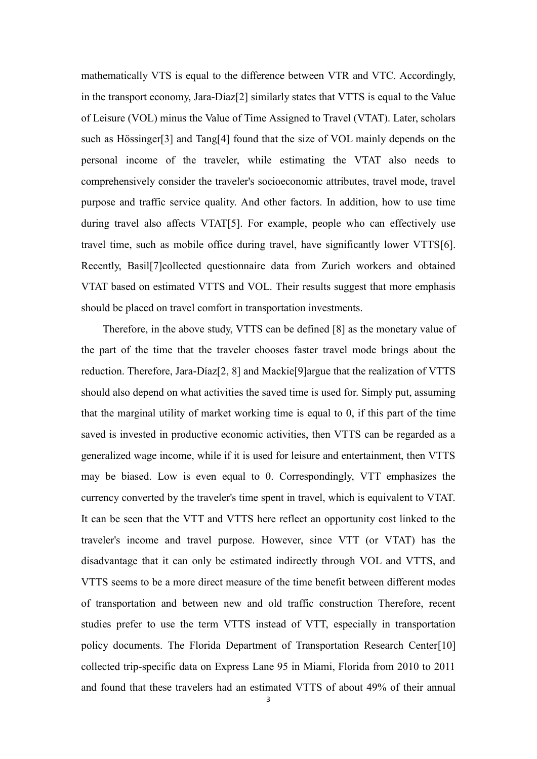mathematically VTS is equal to the difference between VTR and VTC. Accordingly, in the transport economy, Jara-Díaz[2] similarly states that VTTS is equal to the Value of Leisure (VOL) minus the Value of Time Assigned to Travel (VTAT). Later, scholars such as Hössinger[3] and Tang[4] found that the size of VOL mainly depends on the personal income of the traveler, while estimating the VTAT also needs to comprehensively consider the traveler's socioeconomic attributes, travel mode, travel purpose and traffic service quality. And other factors. In addition, how to use time during travel also affects VTAT[5]. For example, people who can effectively use travel time, such as mobile office during travel, have significantly lower VTTS[6]. Recently, Basil[7]collected questionnaire data from Zurich workers and obtained VTAT based on estimated VTTS and VOL. Their results suggest that more emphasis should be placed on travel comfort in transportation investments.

Therefore, in the above study, VTTS can be defined [8] as the monetary value of the part of the time that the traveler chooses faster travel mode brings about the reduction. Therefore, Jara-Díaz[2, 8] and Mackie[9]argue that the realization of VTTS should also depend on what activities the saved time is used for. Simply put, assuming that the marginal utility of market working time is equal to 0, if this part of the time saved is invested in productive economic activities, then VTTS can be regarded as a generalized wage income, while if it is used for leisure and entertainment, then VTTS may be biased. Low is even equal to 0. Correspondingly, VTT emphasizes the currency converted by the traveler's time spent in travel, which is equivalent to VTAT. It can be seen that the VTT and VTTS here reflect an opportunity cost linked to the traveler's income and travel purpose. However, since VTT (or VTAT) has the disadvantage that it can only be estimated indirectly through VOL and VTTS, and VTTS seems to be a more direct measure of the time benefit between different modes of transportation and between new and old traffic construction Therefore, recent studies prefer to use the term VTTS instead of VTT, especially in transportation policy documents. The Florida Department of Transportation Research Center[10] collected trip-specific data on Express Lane 95 in Miami, Florida from 2010 to 2011 and found that these travelers had an estimated VTTS of about 49% of their annual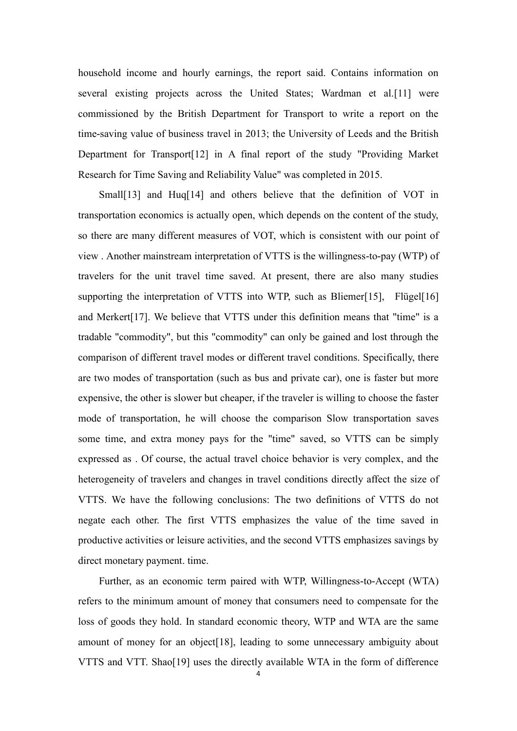household income and hourly earnings, the report said. Contains information on several existing projects across the United States; Wardman et al.[11] were commissioned by the British Department for Transport to write a report on the time-saving value of business travel in 2013; the University of Leeds and the British Department for Transport[12] in A final report of the study "Providing Market Research for Time Saving and Reliability Value" was completed in 2015.

Small[13] and Huq[14] and others believe that the definition of VOT in transportation economics is actually open, which depends on the content of the study, so there are many different measures of VOT, which is consistent with our point of view . Another mainstream interpretation of VTTS is the willingness-to-pay (WTP) of travelers for the unit travel time saved. At present, there are also many studies supporting the interpretation of VTTS into WTP, such as Bliemer[15], Flügel[16] and Merkert[17]. We believe that VTTS under this definition means that "time" is a tradable "commodity", but this "commodity" can only be gained and lost through the comparison of different travel modes or different travel conditions. Specifically, there are two modes of transportation (such as bus and private car), one is faster but more expensive, the other is slower but cheaper, if the traveler is willing to choose the faster mode of transportation, he will choose the comparison Slow transportation saves some time, and extra money pays for the "time" saved, so VTTS can be simply expressed as . Of course, the actual travel choice behavior is very complex, and the heterogeneity of travelers and changes in travel conditions directly affect the size of VTTS. We have the following conclusions: The two definitions of VTTS do not negate each other. The first VTTS emphasizes the value of the time saved in productive activities or leisure activities, and the second VTTS emphasizes savings by direct monetary payment. time.

Further, as an economic term paired with WTP, Willingness-to-Accept (WTA) refers to the minimum amount of money that consumers need to compensate for the loss of goods they hold. In standard economic theory, WTP and WTA are the same amount of money for an object[18], leading to some unnecessary ambiguity about VTTS and VTT. Shao[19] uses the directly available WTA in the form of difference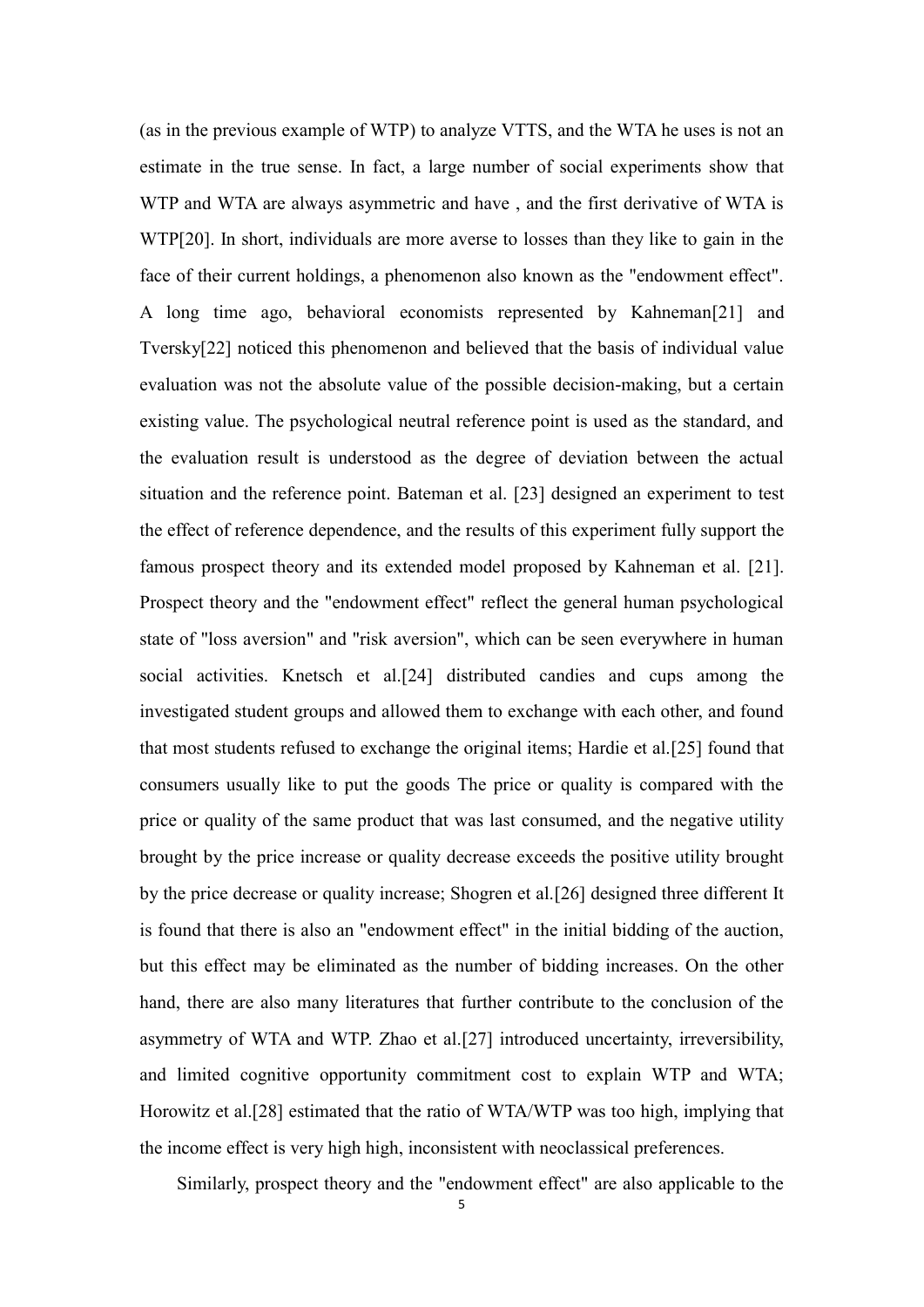(as in the previous example of WTP) to analyze VTTS, and the WTA he uses is not an estimate in the true sense. In fact, a large number of social experiments show that WTP and WTA are always asymmetric and have , and the first derivative of WTA is WTP[20]. In short, individuals are more averse to losses than they like to gain in the face of their current holdings, a phenomenon also known as the "endowment effect". A long time ago, behavioral economists represented by Kahneman[21] and Tversky[22] noticed this phenomenon and believed that the basis of individual value evaluation was not the absolute value of the possible decision-making, but a certain existing value. The psychological neutral reference point is used as the standard, and the evaluation result is understood as the degree of deviation between the actual situation and the reference point. Bateman et al. [23] designed an experiment to test the effect of reference dependence, and the results of this experiment fully support the famous prospect theory and its extended model proposed by Kahneman et al. [21]. Prospect theory and the "endowment effect" reflect the general human psychological state of "loss aversion" and "risk aversion", which can be seen everywhere in human social activities. Knetsch et al.[24] distributed candies and cups among the investigated student groups and allowed them to exchange with each other, and found that most students refused to exchange the original items; Hardie et al.[25] found that consumers usually like to put the goods The price or quality is compared with the price or quality of the same product that was last consumed, and the negative utility brought by the price increase or quality decrease exceeds the positive utility brought by the price decrease or quality increase; Shogren et al.[26] designed three different It is found that there is also an "endowment effect" in the initial bidding of the auction, but this effect may be eliminated as the number of bidding increases. On the other hand, there are also many literatures that further contribute to the conclusion of the asymmetry of WTA and WTP. Zhao et al.[27] introduced uncertainty, irreversibility, and limited cognitive opportunity commitment cost to explain WTP and WTA; Horowitz et al.[28] estimated that the ratio of WTA/WTP was too high, implying that the income effect is very high high, inconsistent with neoclassical preferences.

Similarly, prospect theory and the "endowment effect" are also applicable to the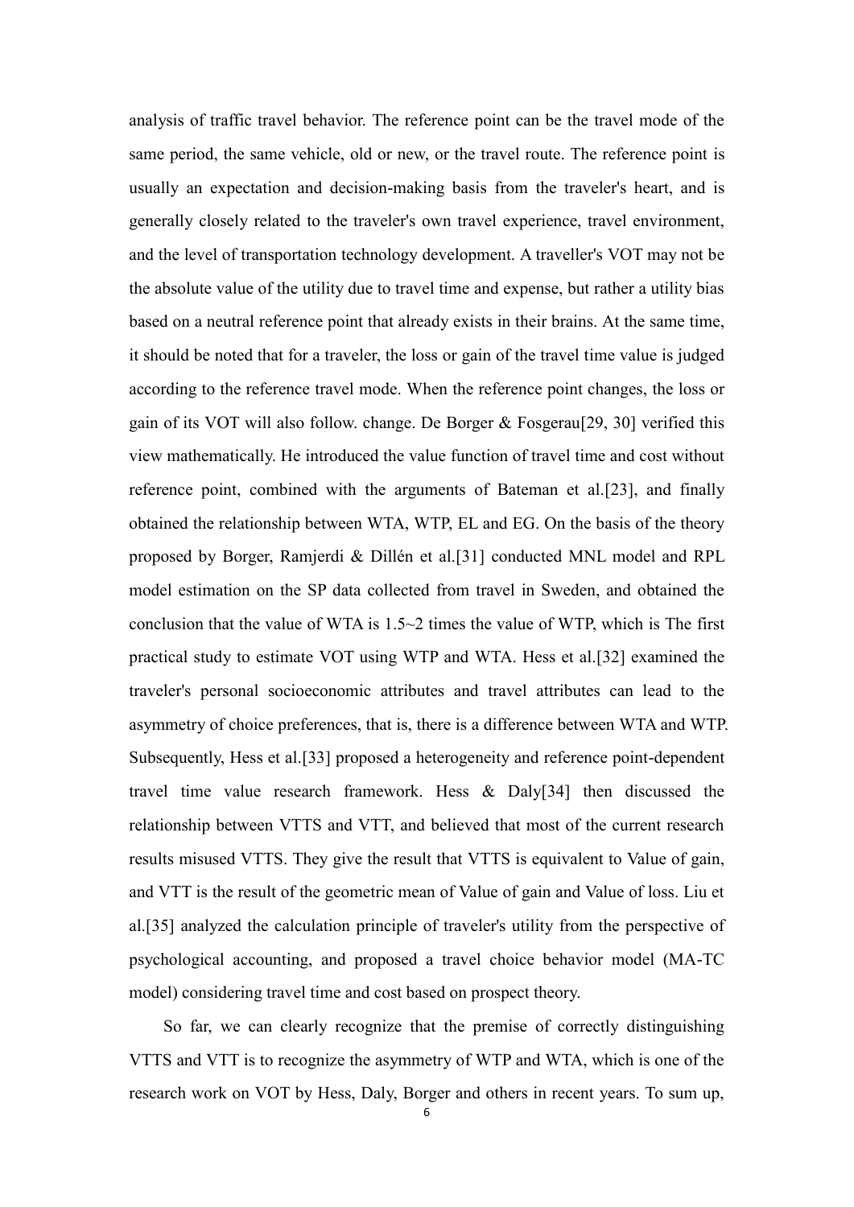analysis of traffic travel behavior. The reference point can be the travel mode of the same period, the same vehicle, old or new, or the travel route. The reference point is usually an expectation and decision-making basis from the traveler's heart, and is generally closely related to the traveler's own travel experience, travel environment, and the level of transportation technology development. A traveller's VOT may not be the absolute value of the utility due to travel time and expense, but rather a utility bias based on a neutral reference point that already exists in their brains. At the same time, it should be noted that for a traveler, the loss or gain of the travel time value is judged according to the reference travel mode. When the reference point changes, the loss or gain of its VOT will also follow. change. De Borger & Fosgerau[29, 30] verified this view mathematically. He introduced the value function of travel time and cost without reference point, combined with the arguments of Bateman et al.[23], and finally obtained the relationship between WTA, WTP, EL and EG. On the basis of the theory proposed by Borger, Ramjerdi & Dillén et al.[31] conducted MNL model and RPL model estimation on the SP data collected from travel in Sweden, and obtained the conclusion that the value of WTA is 1.5~2 times the value of WTP, which is The first practical study to estimate VOT using WTP and WTA. Hess et al.[32] examined the traveler's personal socioeconomic attributes and travel attributes can lead to the asymmetry of choice preferences, that is, there is a difference between WTA and WTP. Subsequently, Hess et al.[33] proposed a heterogeneity and reference point-dependent travel time value research framework. Hess & Daly[34] then discussed the relationship between VTTS and VTT, and believed that most of the current research results misused VTTS. They give the result that VTTS is equivalent to Value of gain, and VTT is the result of the geometric mean of Value of gain and Value of loss. Liu et al.[35] analyzed the calculation principle of traveler's utility from the perspective of psychological accounting, and proposed a travel choice behavior model (MA-TC model) considering travel time and cost based on prospect theory.

So far, we can clearly recognize that the premise of correctly distinguishing VTTS and VTT is to recognize the asymmetry of WTP and WTA, which is one of the research work on VOT by Hess, Daly, Borger and others in recent years. To sum up,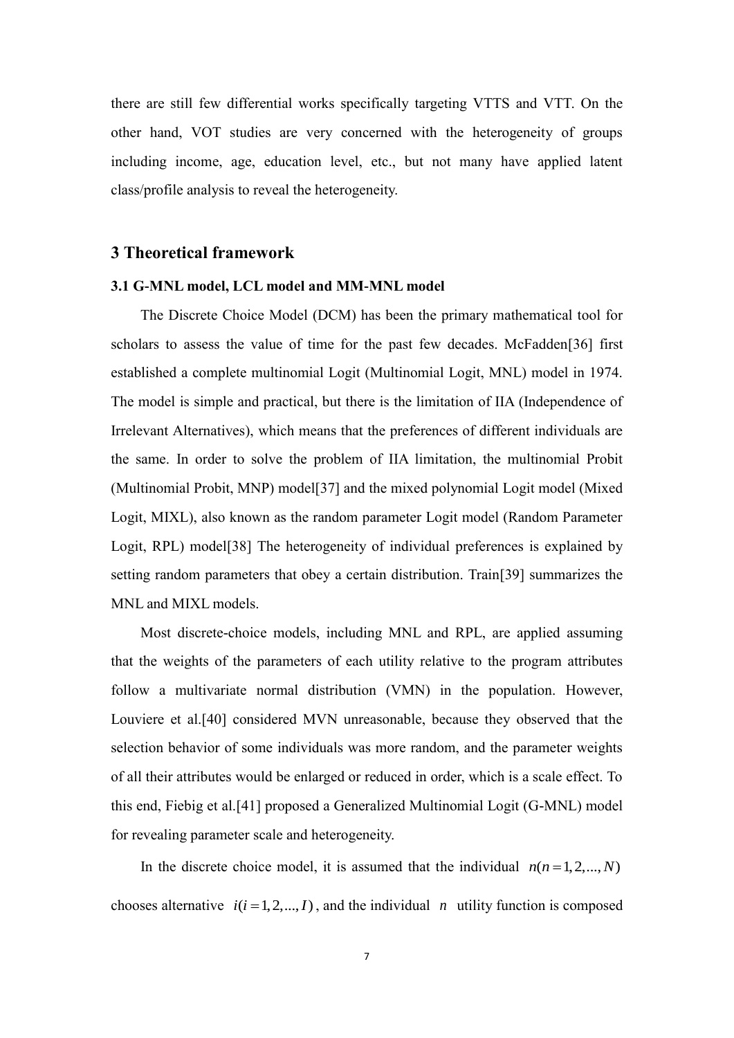there are still few differential works specifically targeting VTTS and VTT. On the other hand, VOT studies are very concerned with the heterogeneity of groups including income, age, education level, etc., but not many have applied latent class/profile analysis to reveal the heterogeneity.

## 3 Theoretical framework

### 3.1 G-MNL model, LCL model and MM-MNL model

The Discrete Choice Model (DCM) has been the primary mathematical tool for scholars to assess the value of time for the past few decades. McFadden[36] first established a complete multinomial Logit (Multinomial Logit, MNL) model in 1974. The model is simple and practical, but there is the limitation of IIA (Independence of Irrelevant Alternatives), which means that the preferences of different individuals are the same. In order to solve the problem of IIA limitation, the multinomial Probit (Multinomial Probit, MNP) model[37] and the mixed polynomial Logit model (Mixed Logit, MIXL), also known as the random parameter Logit model (Random Parameter Logit, RPL) model[38] The heterogeneity of individual preferences is explained by setting random parameters that obey a certain distribution. Train[39] summarizes the MNL and MIXL models.

Most discrete-choice models, including MNL and RPL, are applied assuming that the weights of the parameters of each utility relative to the program attributes follow a multivariate normal distribution (VMN) in the population. However, Louviere et al.[40] considered MVN unreasonable, because they observed that the selection behavior of some individuals was more random, and the parameter weights of all their attributes would be enlarged or reduced in order, which is a scale effect. To this end, Fiebig et al.[41] proposed a Generalized Multinomial Logit (G-MNL) model for revealing parameter scale and heterogeneity.

In the discrete choice model, it is assumed that the individual $n(n=1,2,...,N)$ chooses alternative $i(i=1,2,...,I)$, and the individual $n$ utility function is composed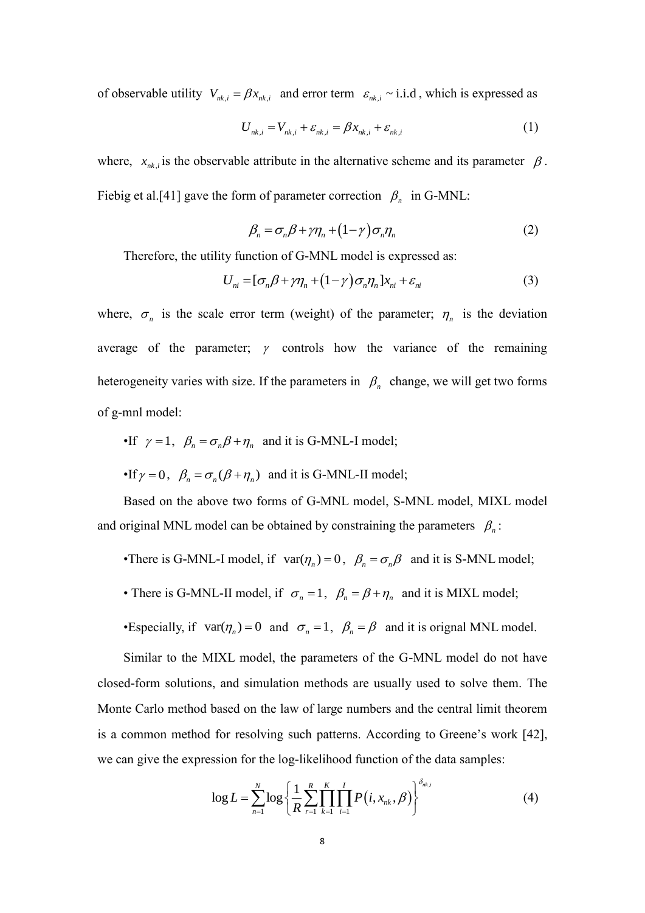of observable utility $V_{nk,i} = \beta x_{nk,i}$ and error term $\varepsilon_{nk,i} \sim$ i.i.d , which is expressed as

$$U_{nk,i} = V_{nk,i} + \varepsilon_{nk,i} = \beta x_{nk,i} + \varepsilon_{nk,i} \tag{1}$$

where, $x_{nk,i}$ is the observable attribute in the alternative scheme and its parameter $\beta$. Fiebig et al.[41] gave the form of parameter correction $\beta_n$ in G-MNL:

$$\beta_n = \sigma_n \beta + \gamma \eta_n + (1-\gamma)\sigma_n \eta_n \tag{2}$$

Therefore, the utility function of G-MNL model is expressed as:

$$U_{ni} = [\sigma_n \beta + \gamma \eta_n + (1-\gamma)\sigma_n \eta_n] x_{ni} + \varepsilon_{ni} \tag{3}$$

where, $\sigma_n$ is the scale error term (weight) of the parameter; $\eta_n$ is the deviation average of the parameter; $\gamma$ controls how the variance of the remaining heterogeneity varies with size. If the parameters in $\beta_n$ change, we will get two forms of g-mnl model:

- If $\gamma = 1$, $\beta_n = \sigma_n \beta + \eta_n$ and it is G-MNL-I model;
- If $\gamma = 0$, $\beta_n = \sigma_n(\beta + \eta_n)$ and it is G-MNL-II model;

Based on the above two forms of G-MNL model, S-MNL model, MIXL model and original MNL model can be obtained by constraining the parameters $\beta_n$:

- There is G-MNL-I model, if $\text{var}(\eta_n) = 0$, $\beta_n = \sigma_n \beta$ and it is S-MNL model;
- There is G-MNL-II model, if $\sigma_n = 1$, $\beta_n = \beta + \eta_n$ and it is MIXL model;
- Especially, if $\text{var}(\eta_n) = 0$ and $\sigma_n = 1$, $\beta_n = \beta$ and it is orignal MNL model.

Similar to the MIXL model, the parameters of the G-MNL model do not have closed-form solutions, and simulation methods are usually used to solve them. The Monte Carlo method based on the law of large numbers and the central limit theorem is a common method for resolving such patterns. According to Greene's work [42], we can give the expression for the log-likelihood function of the data samples:

$$\log L = \sum_{n=1}^{N} \log \left\{ \frac{1}{R} \sum_{r=1}^{R} \prod_{k=1}^{K} \prod_{i=1}^{I} P(i, x_{nk}, \beta) \right\}^{\delta_{nk,i}} \tag{4}$$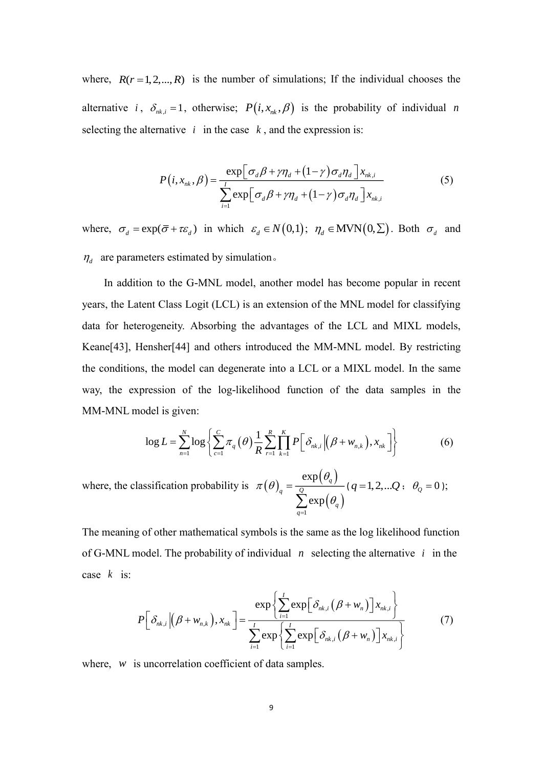where, $R(r=1,2,...,R)$ is the number of simulations; If the individual chooses the alternative $i$, $\delta_{nk,i}=1$, otherwise; $P(i,x_{nk},\beta)$ is the probability of individual $n$ selecting the alternative $i$ in the case $k$, and the expression is:

$$P(i,x_{nk},\beta)=\frac{\exp\left[\sigma_d\beta+\gamma\eta_d+(1-\gamma)\sigma_d\eta_d\right]x_{nk,i}}{\sum_{i=1}^{I}\exp\left[\sigma_d\beta+\gamma\eta_d+(1-\gamma)\sigma_d\eta_d\right]x_{nk,i}} \tag{5}$$

where, $\sigma_d=\exp(\bar{\sigma}+\tau\varepsilon_d)$ in which $\varepsilon_d\in N(0,1)$; $\eta_d\in \text{MVN}(0,\Sigma)$. Both $\sigma_d$ and $\eta_d$ are parameters estimated by simulation。

In addition to the G-MNL model, another model has become popular in recent years, the Latent Class Logit (LCL) is an extension of the MNL model for classifying data for heterogeneity. Absorbing the advantages of the LCL and MIXL models, Keane[43], Hensher[44] and others introduced the MM-MNL model. By restricting the conditions, the model can degenerate into a LCL or a MIXL model. In the same way, the expression of the log-likelihood function of the data samples in the MM-MNL model is given:

$$\log L=\sum_{n=1}^{N}\log\left\{\sum_{c=1}^{C}\pi_q(\theta)\frac{1}{R}\sum_{r=1}^{R}\prod_{k=1}^{K}P\left[\delta_{nk,i}\middle|(\beta+w_{n,k}),x_{nk}\right]\right\} \tag{6}$$

where, the classification probability is $\pi(\theta)_q=\dfrac{\exp(\theta_q)}{\sum_{q=1}^{Q}\exp(\theta_q)}$ ( $q=1,2,...Q$ ; $\theta_Q=0$ );

The meaning of other mathematical symbols is the same as the log likelihood function of G-MNL model. The probability of individual $n$ selecting the alternative $i$ in the case $k$ is:

$$P\left[\delta_{nk,i}\middle|(\beta+w_{n,k}),x_{nk}\right]=\frac{\exp\left\{\sum_{i=1}^{I}\exp\left[\delta_{nk,i}(\beta+w_n)\right]x_{nk,i}\right\}}{\sum_{i=1}^{I}\exp\left\{\sum_{i=1}^{I}\exp\left[\delta_{nk,i}(\beta+w_n)\right]x_{nk,i}\right\}} \tag{7}$$

where, $w$ is uncorrelation coefficient of data samples.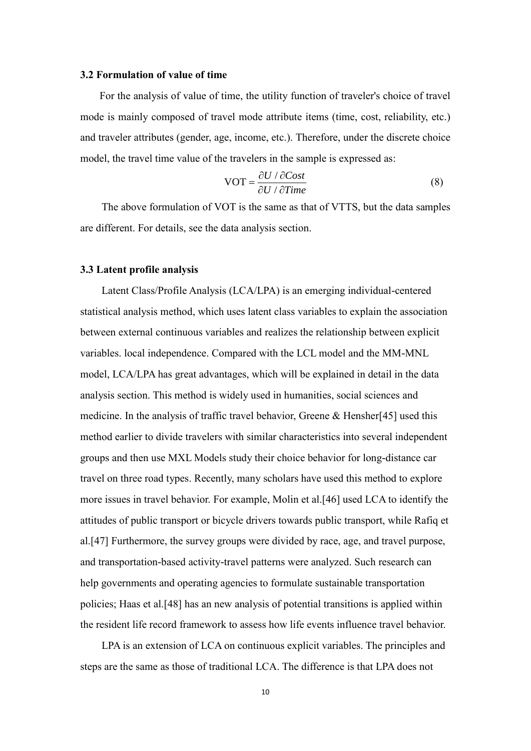### 3.2 Formulation of value of time

For the analysis of value of time, the utility function of traveler's choice of travel mode is mainly composed of travel mode attribute items (time, cost, reliability, etc.) and traveler attributes (gender, age, income, etc.). Therefore, under the discrete choice model, the travel time value of the travelers in the sample is expressed as:

$$\mathrm{VOT} = \frac{\partial U / \partial Cost}{\partial U / \partial Time} \tag{8}$$

The above formulation of VOT is the same as that of VTTS, but the data samples are different. For details, see the data analysis section.

### 3.3 Latent profile analysis

Latent Class/Profile Analysis (LCA/LPA) is an emerging individual-centered statistical analysis method, which uses latent class variables to explain the association between external continuous variables and realizes the relationship between explicit variables. local independence. Compared with the LCL model and the MM-MNL model, LCA/LPA has great advantages, which will be explained in detail in the data analysis section. This method is widely used in humanities, social sciences and medicine. In the analysis of traffic travel behavior, Greene & Hensher[45] used this method earlier to divide travelers with similar characteristics into several independent groups and then use MXL Models study their choice behavior for long-distance car travel on three road types. Recently, many scholars have used this method to explore more issues in travel behavior. For example, Molin et al.[46] used LCA to identify the attitudes of public transport or bicycle drivers towards public transport, while Rafiq et al.[47] Furthermore, the survey groups were divided by race, age, and travel purpose, and transportation-based activity-travel patterns were analyzed. Such research can help governments and operating agencies to formulate sustainable transportation policies; Haas et al.[48] has an new analysis of potential transitions is applied within the resident life record framework to assess how life events influence travel behavior.

LPA is an extension of LCA on continuous explicit variables. The principles and steps are the same as those of traditional LCA. The difference is that LPA does not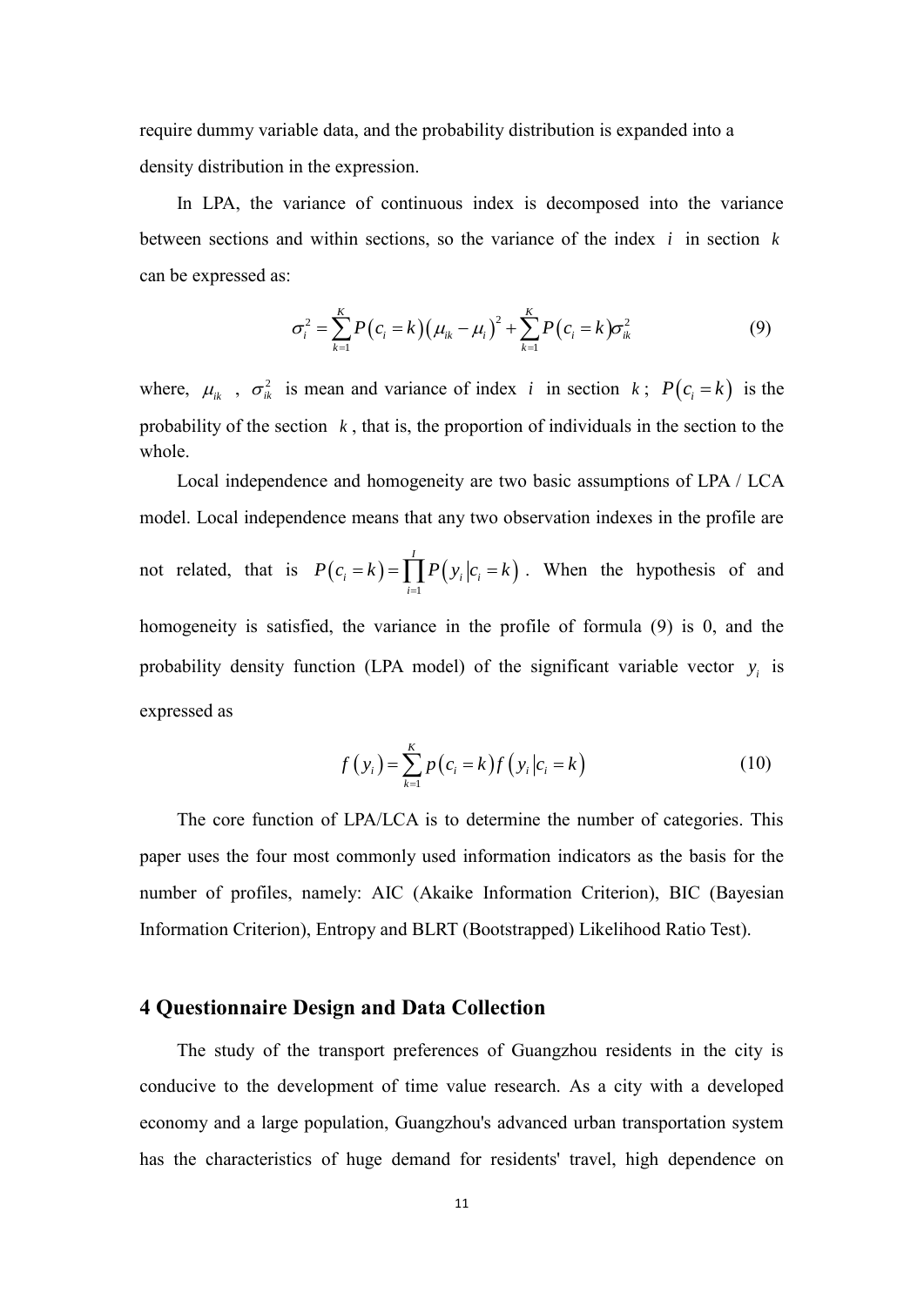require dummy variable data, and the probability distribution is expanded into a density distribution in the expression.

In LPA, the variance of continuous index is decomposed into the variance between sections and within sections, so the variance of the index $i$ in section $k$ can be expressed as:

$$\sigma_i^2 = \sum_{k=1}^{K} P(c_i = k)(\mu_{ik} - \mu_i)^2 + \sum_{k=1}^{K} P(c_i = k)\sigma_{ik}^2 \tag{9}$$

where, $\mu_{ik}$ , $\sigma_{ik}^2$ is mean and variance of index $i$ in section $k$; $P(c_i = k)$ is the probability of the section $k$, that is, the proportion of individuals in the section to the whole.

Local independence and homogeneity are two basic assumptions of LPA / LCA model. Local independence means that any two observation indexes in the profile are not related, that is $P(c_i = k) = \prod_{i=1}^{I} P(y_i | c_i = k)$. When the hypothesis of and homogeneity is satisfied, the variance in the profile of formula (9) is 0, and the probability density function (LPA model) of the significant variable vector $y_i$ is expressed as

$$f(y_i) = \sum_{k=1}^{K} p(c_i = k) f(y_i | c_i = k) \tag{10}$$

The core function of LPA/LCA is to determine the number of categories. This paper uses the four most commonly used information indicators as the basis for the number of profiles, namely: AIC (Akaike Information Criterion), BIC (Bayesian Information Criterion), Entropy and BLRT (Bootstrapped) Likelihood Ratio Test).

## 4 Questionnaire Design and Data Collection

The study of the transport preferences of Guangzhou residents in the city is conducive to the development of time value research. As a city with a developed economy and a large population, Guangzhou's advanced urban transportation system has the characteristics of huge demand for residents' travel, high dependence on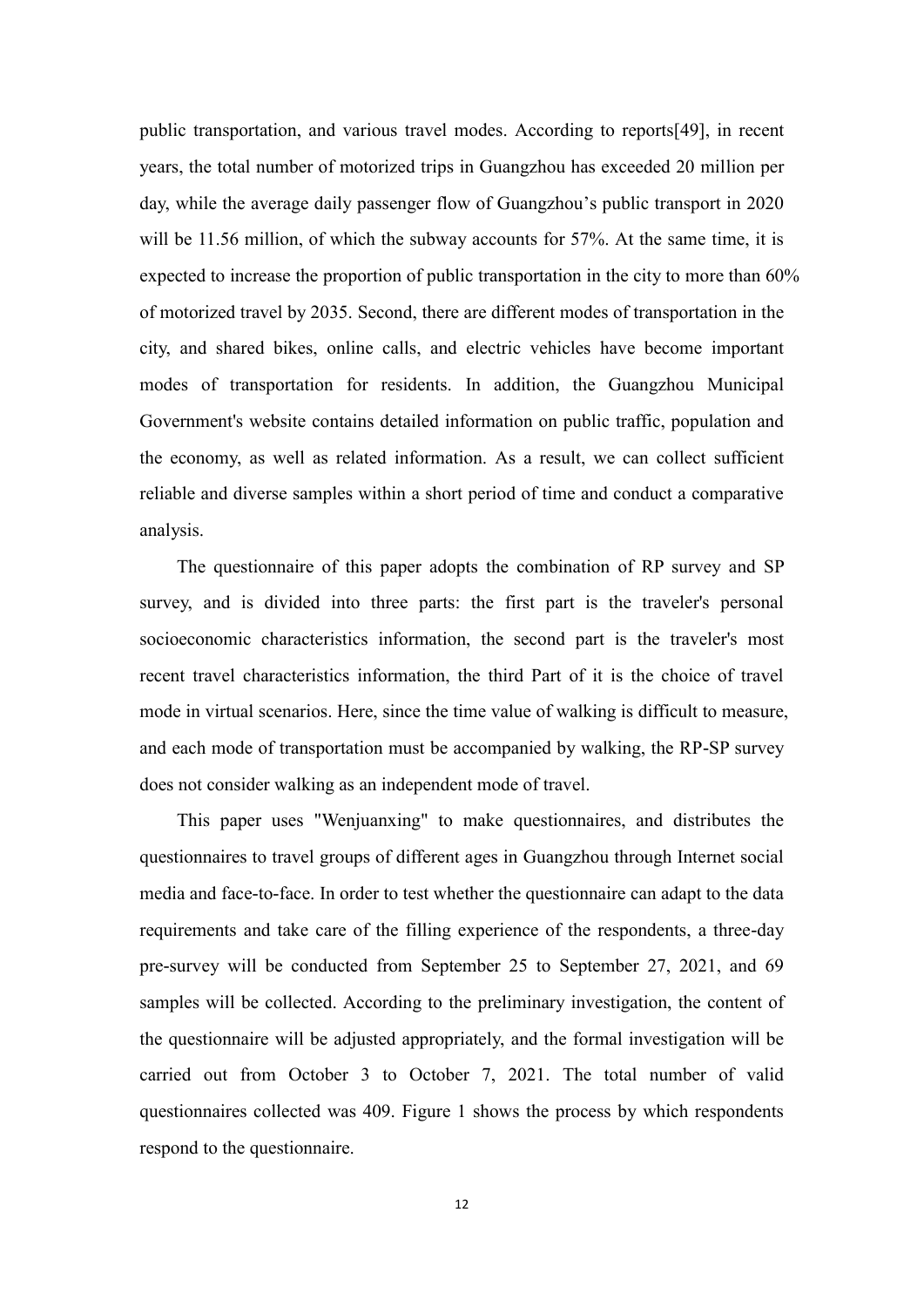public transportation, and various travel modes. According to reports[49], in recent years, the total number of motorized trips in Guangzhou has exceeded 20 million per day, while the average daily passenger flow of Guangzhou's public transport in 2020 will be 11.56 million, of which the subway accounts for 57%. At the same time, it is expected to increase the proportion of public transportation in the city to more than 60% of motorized travel by 2035. Second, there are different modes of transportation in the city, and shared bikes, online calls, and electric vehicles have become important modes of transportation for residents. In addition, the Guangzhou Municipal Government's website contains detailed information on public traffic, population and the economy, as well as related information. As a result, we can collect sufficient reliable and diverse samples within a short period of time and conduct a comparative analysis.

The questionnaire of this paper adopts the combination of RP survey and SP survey, and is divided into three parts: the first part is the traveler's personal socioeconomic characteristics information, the second part is the traveler's most recent travel characteristics information, the third Part of it is the choice of travel mode in virtual scenarios. Here, since the time value of walking is difficult to measure, and each mode of transportation must be accompanied by walking, the RP-SP survey does not consider walking as an independent mode of travel.

This paper uses "Wenjuanxing" to make questionnaires, and distributes the questionnaires to travel groups of different ages in Guangzhou through Internet social media and face-to-face. In order to test whether the questionnaire can adapt to the data requirements and take care of the filling experience of the respondents, a three-day pre-survey will be conducted from September 25 to September 27, 2021, and 69 samples will be collected. According to the preliminary investigation, the content of the questionnaire will be adjusted appropriately, and the formal investigation will be carried out from October 3 to October 7, 2021. The total number of valid questionnaires collected was 409. Figure 1 shows the process by which respondents respond to the questionnaire.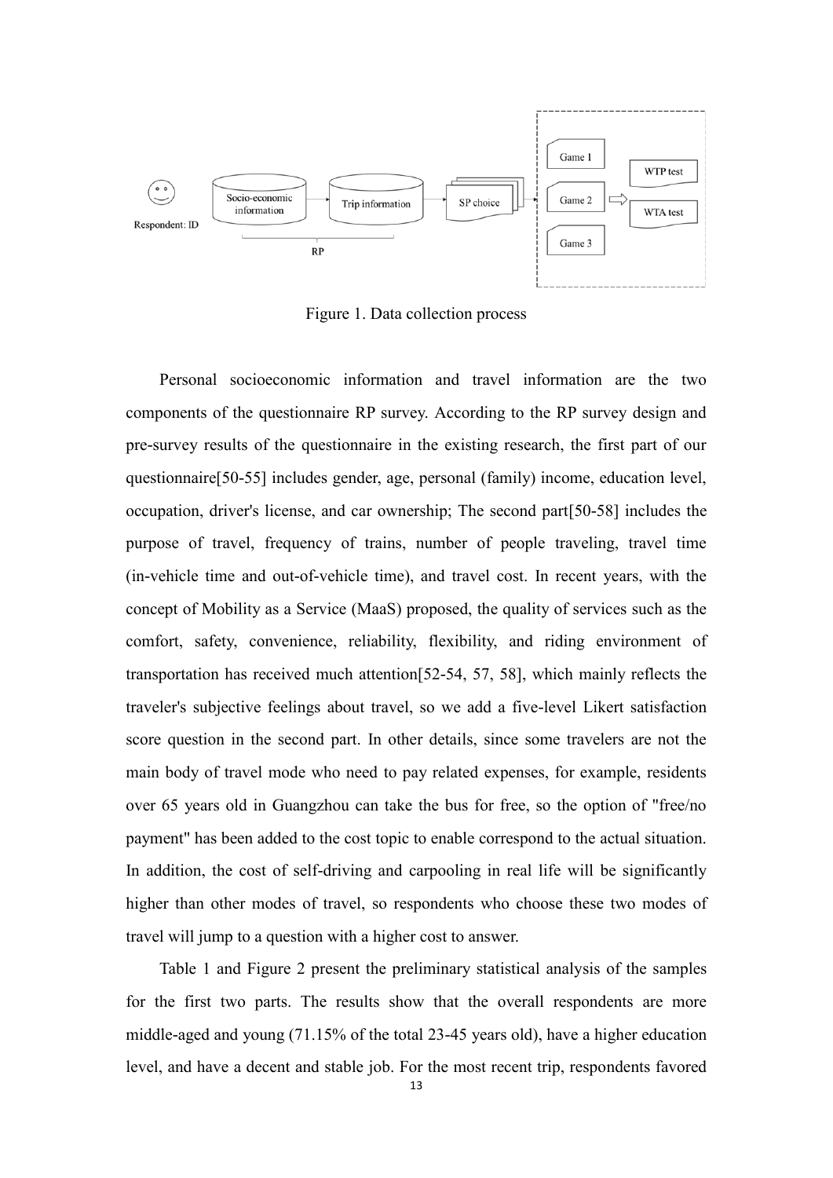Figure 1. Data collection process

Personal socioeconomic information and travel information are the two components of the questionnaire RP survey. According to the RP survey design and pre-survey results of the questionnaire in the existing research, the first part of our questionnaire[50-55] includes gender, age, personal (family) income, education level, occupation, driver's license, and car ownership; The second part[50-58] includes the purpose of travel, frequency of trains, number of people traveling, travel time (in-vehicle time and out-of-vehicle time), and travel cost. In recent years, with the concept of Mobility as a Service (MaaS) proposed, the quality of services such as the comfort, safety, convenience, reliability, flexibility, and riding environment of transportation has received much attention[52-54, 57, 58], which mainly reflects the traveler's subjective feelings about travel, so we add a five-level Likert satisfaction score question in the second part. In other details, since some travelers are not the main body of travel mode who need to pay related expenses, for example, residents over 65 years old in Guangzhou can take the bus for free, so the option of "free/no payment" has been added to the cost topic to enable correspond to the actual situation. In addition, the cost of self-driving and carpooling in real life will be significantly higher than other modes of travel, so respondents who choose these two modes of travel will jump to a question with a higher cost to answer.

Table 1 and Figure 2 present the preliminary statistical analysis of the samples for the first two parts. The results show that the overall respondents are more middle-aged and young (71.15% of the total 23-45 years old), have a higher education level, and have a decent and stable job. For the most recent trip, respondents favored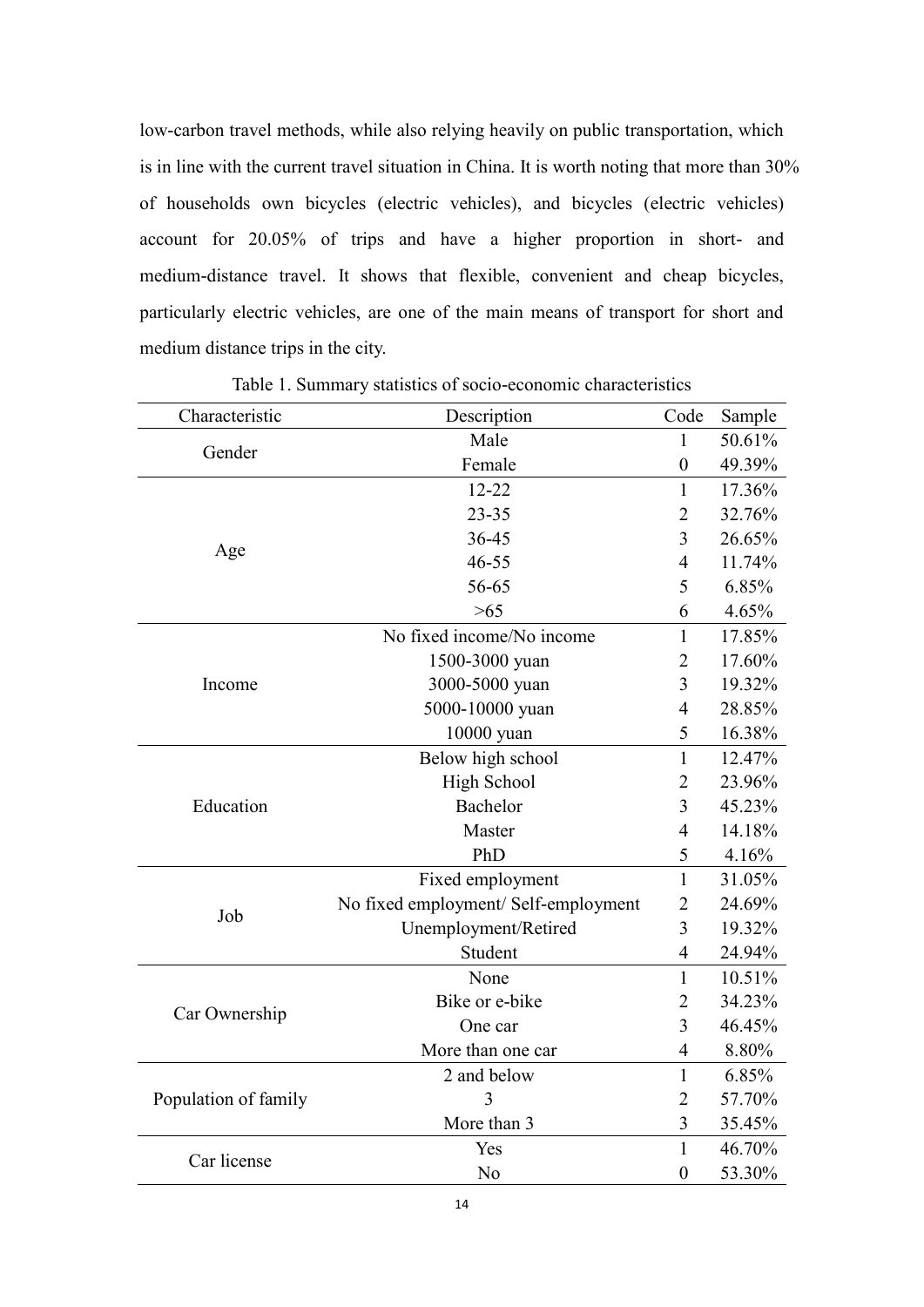low-carbon travel methods, while also relying heavily on public transportation, which is in line with the current travel situation in China. It is worth noting that more than 30% of households own bicycles (electric vehicles), and bicycles (electric vehicles) account for 20.05% of trips and have a higher proportion in short- and medium-distance travel. It shows that flexible, convenient and cheap bicycles, particularly electric vehicles, are one of the main means of transport for short and medium distance trips in the city.

Table 1. Summary statistics of socio-economic characteristics

| Characteristic | Description | Code | Sample |
|---|---|---|---|
| Gender | Male | 1 | 50.61% |
| | Female | 0 | 49.39% |
| Age | 12-22 | 1 | 17.36% |
| | 23-35 | 2 | 32.76% |
| | 36-45 | 3 | 26.65% |
| | 46-55 | 4 | 11.74% |
| | 56-65 | 5 | 6.85% |
| | >65 | 6 | 4.65% |
| Income | No fixed income/No income | 1 | 17.85% |
| | 1500-3000 yuan | 2 | 17.60% |
| | 3000-5000 yuan | 3 | 19.32% |
| | 5000-10000 yuan | 4 | 28.85% |
| | 10000 yuan | 5 | 16.38% |
| Education | Below high school | 1 | 12.47% |
| | High School | 2 | 23.96% |
| | Bachelor | 3 | 45.23% |
| | Master | 4 | 14.18% |
| | PhD | 5 | 4.16% |
| Job | Fixed employment | 1 | 31.05% |
| | No fixed employment/ Self-employment | 2 | 24.69% |
| | Unemployment/Retired | 3 | 19.32% |
| | Student | 4 | 24.94% |
| Car Ownership | None | 1 | 10.51% |
| | Bike or e-bike | 2 | 34.23% |
| | One car | 3 | 46.45% |
| | More than one car | 4 | 8.80% |
| Population of family | 2 and below | 1 | 6.85% |
| | 3 | 2 | 57.70% |
| | More than 3 | 3 | 35.45% |
| Car license | Yes | 1 | 46.70% |
| | No | 0 | 53.30% |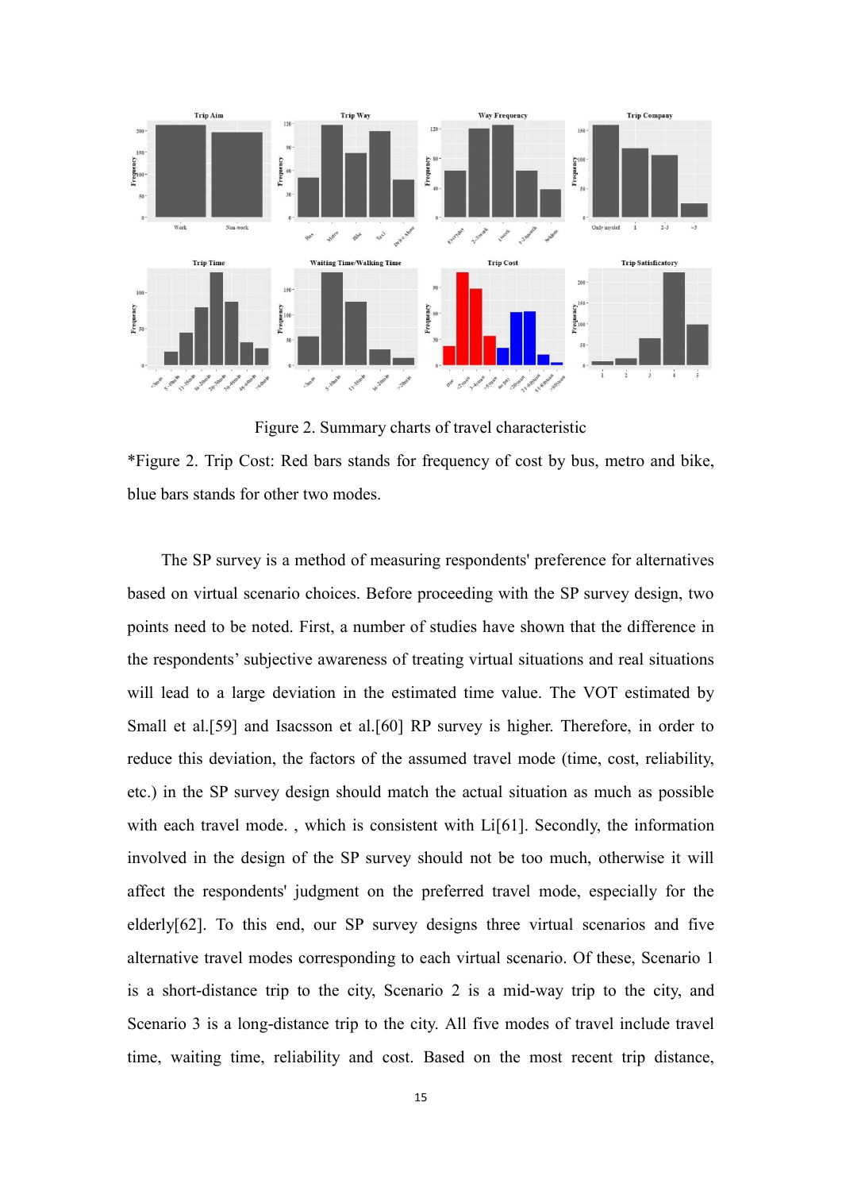Figure 2. Summary charts of travel characteristic

*Figure 2. Trip Cost: Red bars stands for frequency of cost by bus, metro and bike, blue bars stands for other two modes.

The SP survey is a method of measuring respondents' preference for alternatives based on virtual scenario choices. Before proceeding with the SP survey design, two points need to be noted. First, a number of studies have shown that the difference in the respondents' subjective awareness of treating virtual situations and real situations will lead to a large deviation in the estimated time value. The VOT estimated by Small et al.[59] and Isacsson et al.[60] RP survey is higher. Therefore, in order to reduce this deviation, the factors of the assumed travel mode (time, cost, reliability, etc.) in the SP survey design should match the actual situation as much as possible with each travel mode. , which is consistent with Li[61]. Secondly, the information involved in the design of the SP survey should not be too much, otherwise it will affect the respondents' judgment on the preferred travel mode, especially for the elderly[62]. To this end, our SP survey designs three virtual scenarios and five alternative travel modes corresponding to each virtual scenario. Of these, Scenario 1 is a short-distance trip to the city, Scenario 2 is a mid-way trip to the city, and Scenario 3 is a long-distance trip to the city. All five modes of travel include travel time, waiting time, reliability and cost. Based on the most recent trip distance,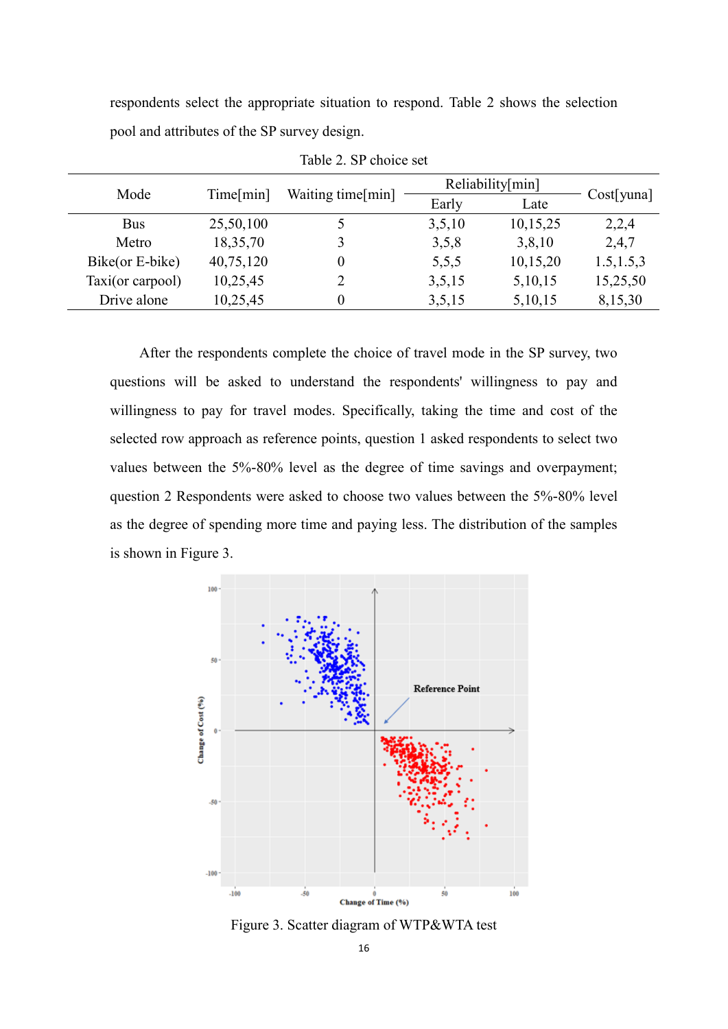respondents select the appropriate situation to respond. Table 2 shows the selection pool and attributes of the SP survey design.

Table 2. SP choice set

| Mode | Time[min] | Waiting time[min] | Reliability[min] | | Cost[yuna] |
|---|---|---|---|---|---|
| | | | Early | Late | |
| Bus | 25,50,100 | 5 | 3,5,10 | 10,15,25 | 2,2,4 |
| Metro | 18,35,70 | 3 | 3,5,8 | 3,8,10 | 2,4,7 |
| Bike(or E-bike) | 40,75,120 | 0 | 5,5,5 | 10,15,20 | 1.5,1.5,3 |
| Taxi(or carpool) | 10,25,45 | 2 | 3,5,15 | 5,10,15 | 15,25,50 |
| Drive alone | 10,25,45 | 0 | 3,5,15 | 5,10,15 | 8,15,30 |

After the respondents complete the choice of travel mode in the SP survey, two questions will be asked to understand the respondents' willingness to pay and willingness to pay for travel modes. Specifically, taking the time and cost of the selected row approach as reference points, question 1 asked respondents to select two values between the 5%-80% level as the degree of time savings and overpayment; question 2 Respondents were asked to choose two values between the 5%-80% level as the degree of spending more time and paying less. The distribution of the samples is shown in Figure 3.

Figure 3. Scatter diagram of WTP&WTA test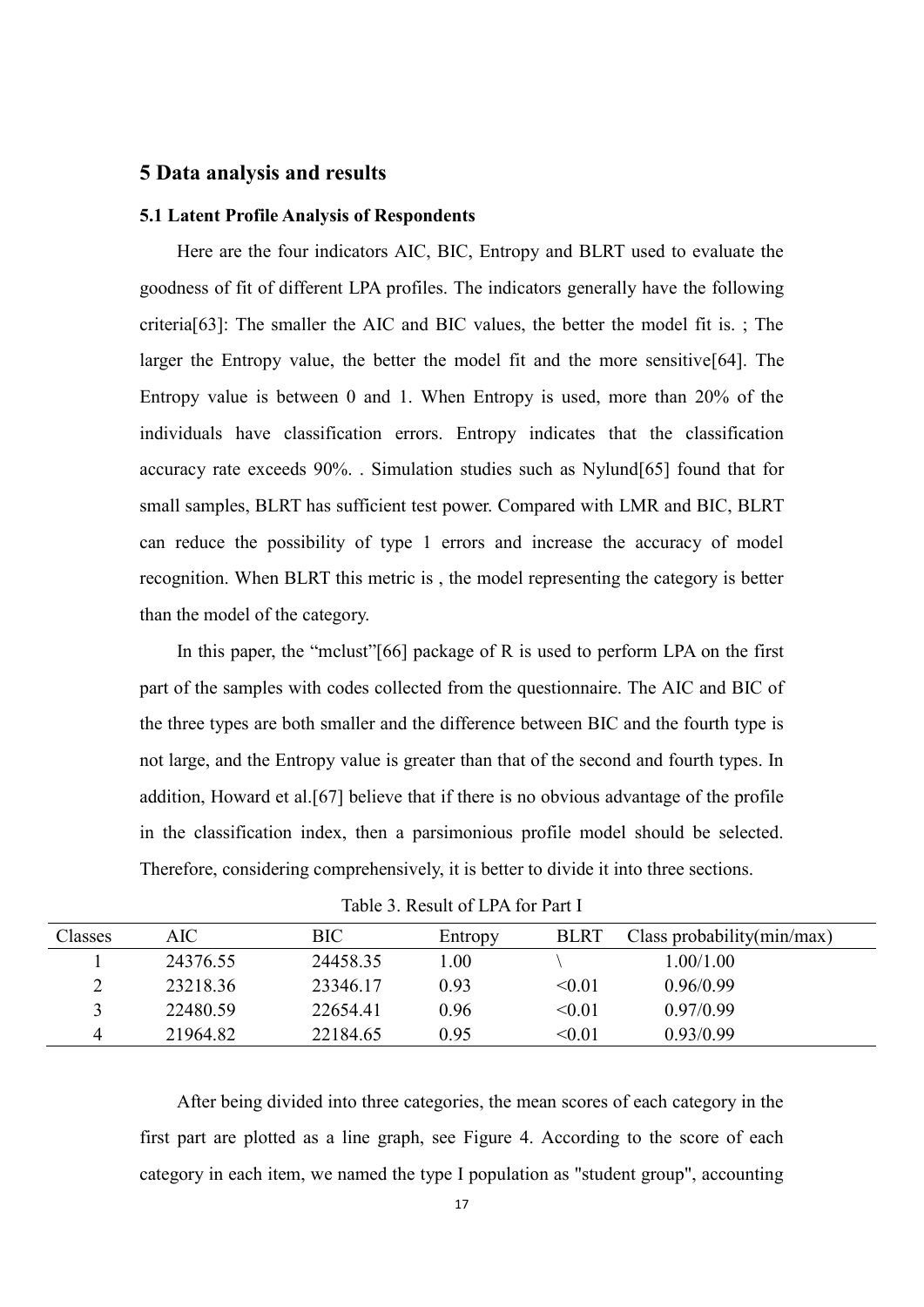## 5 Data analysis and results

### 5.1 Latent Profile Analysis of Respondents

Here are the four indicators AIC, BIC, Entropy and BLRT used to evaluate the goodness of fit of different LPA profiles. The indicators generally have the following criteria[63]: The smaller the AIC and BIC values, the better the model fit is. ; The larger the Entropy value, the better the model fit and the more sensitive[64]. The Entropy value is between 0 and 1. When Entropy is used, more than 20% of the individuals have classification errors. Entropy indicates that the classification accuracy rate exceeds 90%. . Simulation studies such as Nylund[65] found that for small samples, BLRT has sufficient test power. Compared with LMR and BIC, BLRT can reduce the possibility of type 1 errors and increase the accuracy of model recognition. When BLRT this metric is , the model representing the category is better than the model of the category.

In this paper, the "mclust"[66] package of R is used to perform LPA on the first part of the samples with codes collected from the questionnaire. The AIC and BIC of the three types are both smaller and the difference between BIC and the fourth type is not large, and the Entropy value is greater than that of the second and fourth types. In addition, Howard et al.[67] believe that if there is no obvious advantage of the profile in the classification index, then a parsimonious profile model should be selected. Therefore, considering comprehensively, it is better to divide it into three sections.

Table 3. Result of LPA for Part I

| Classes | AIC | BIC | Entropy | BLRT | Class probability(min/max) |
|---|---|---|---|---|---|
| 1 | 24376.55 | 24458.35 | 1.00 | \ | 1.00/1.00 |
| 2 | 23218.36 | 23346.17 | 0.93 | <0.01 | 0.96/0.99 |
| 3 | 22480.59 | 22654.41 | 0.96 | <0.01 | 0.97/0.99 |
| 4 | 21964.82 | 22184.65 | 0.95 | <0.01 | 0.93/0.99 |

After being divided into three categories, the mean scores of each category in the first part are plotted as a line graph, see Figure 4. According to the score of each category in each item, we named the type I population as "student group", accounting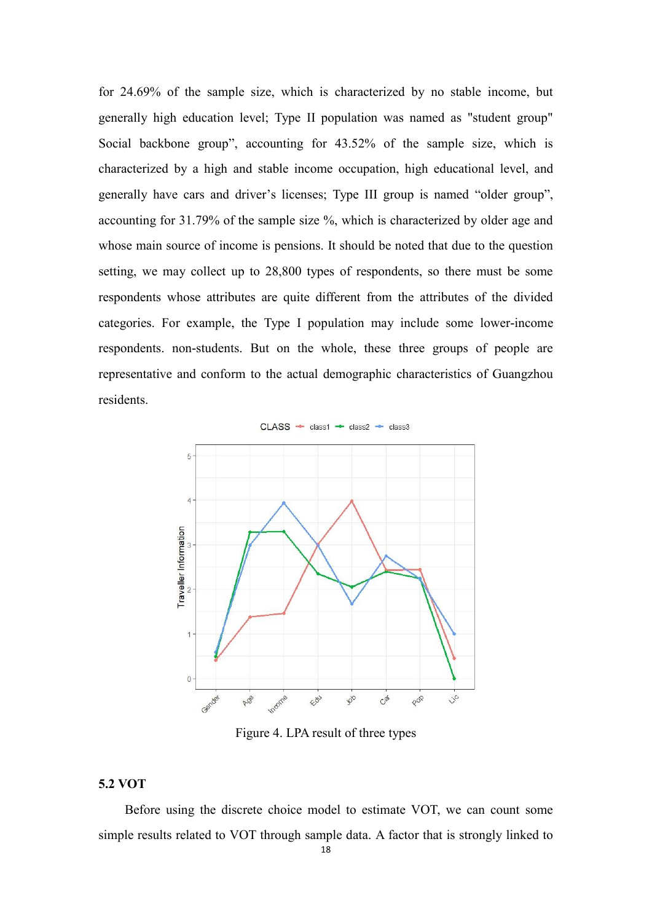for 24.69% of the sample size, which is characterized by no stable income, but generally high education level; Type II population was named as "student group" Social backbone group", accounting for 43.52% of the sample size, which is characterized by a high and stable income occupation, high educational level, and generally have cars and driver's licenses; Type III group is named "older group", accounting for 31.79% of the sample size %, which is characterized by older age and whose main source of income is pensions. It should be noted that due to the question setting, we may collect up to 28,800 types of respondents, so there must be some respondents whose attributes are quite different from the attributes of the divided categories. For example, the Type I population may include some lower-income respondents. non-students. But on the whole, these three groups of people are representative and conform to the actual demographic characteristics of Guangzhou residents.

Figure 4. LPA result of three types

### 5.2 VOT

Before using the discrete choice model to estimate VOT, we can count some simple results related to VOT through sample data. A factor that is strongly linked to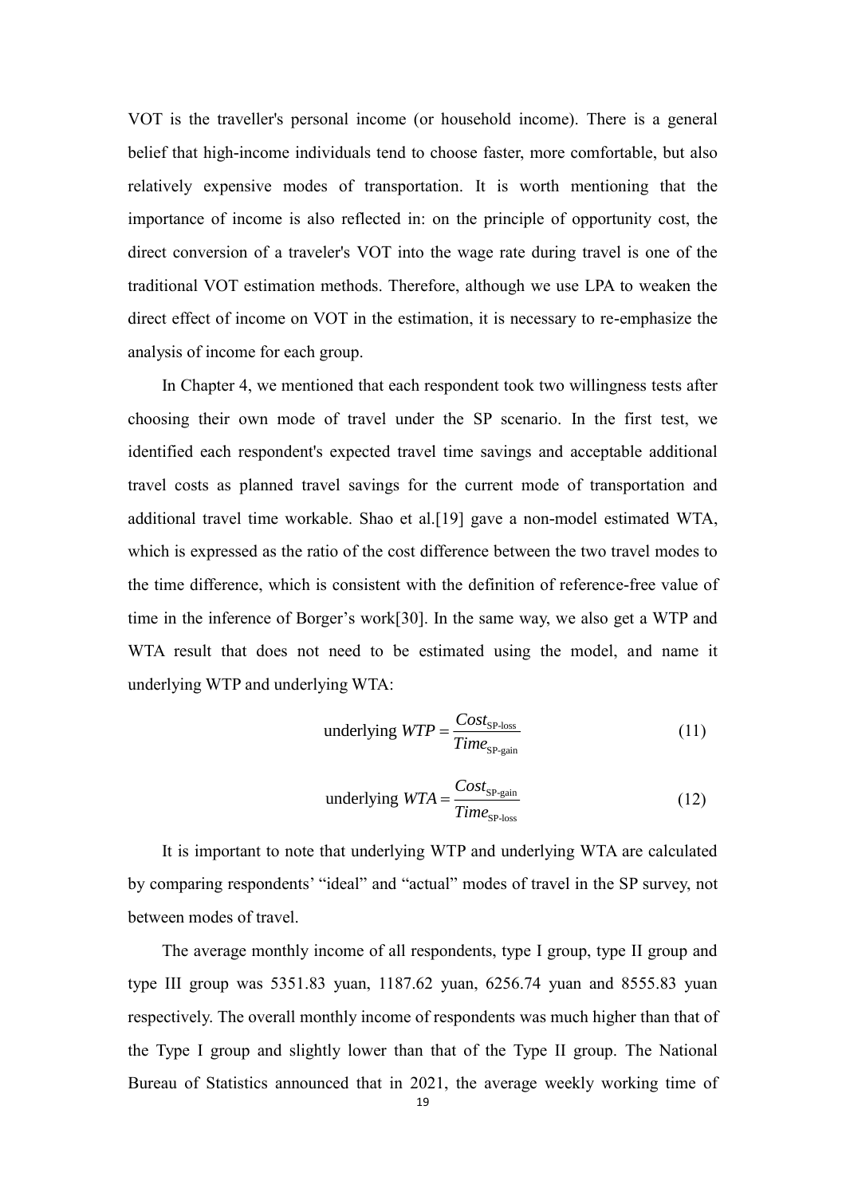VOT is the traveller's personal income (or household income). There is a general belief that high-income individuals tend to choose faster, more comfortable, but also relatively expensive modes of transportation. It is worth mentioning that the importance of income is also reflected in: on the principle of opportunity cost, the direct conversion of a traveler's VOT into the wage rate during travel is one of the traditional VOT estimation methods. Therefore, although we use LPA to weaken the direct effect of income on VOT in the estimation, it is necessary to re-emphasize the analysis of income for each group.

In Chapter 4, we mentioned that each respondent took two willingness tests after choosing their own mode of travel under the SP scenario. In the first test, we identified each respondent's expected travel time savings and acceptable additional travel costs as planned travel savings for the current mode of transportation and additional travel time workable. Shao et al.[19] gave a non-model estimated WTA, which is expressed as the ratio of the cost difference between the two travel modes to the time difference, which is consistent with the definition of reference-free value of time in the inference of Borger's work[30]. In the same way, we also get a WTP and WTA result that does not need to be estimated using the model, and name it underlying WTP and underlying WTA:

$$\text{underlying } WTP = \frac{Cost_{\text{SP-loss}}}{Time_{\text{SP-gain}}} \tag{11}$$

$$\text{underlying } WTA = \frac{Cost_{\text{SP-gain}}}{Time_{\text{SP-loss}}} \tag{12}$$

It is important to note that underlying WTP and underlying WTA are calculated by comparing respondents' "ideal" and "actual" modes of travel in the SP survey, not between modes of travel.

The average monthly income of all respondents, type I group, type II group and type III group was 5351.83 yuan, 1187.62 yuan, 6256.74 yuan and 8555.83 yuan respectively. The overall monthly income of respondents was much higher than that of the Type I group and slightly lower than that of the Type II group. The National Bureau of Statistics announced that in 2021, the average weekly working time of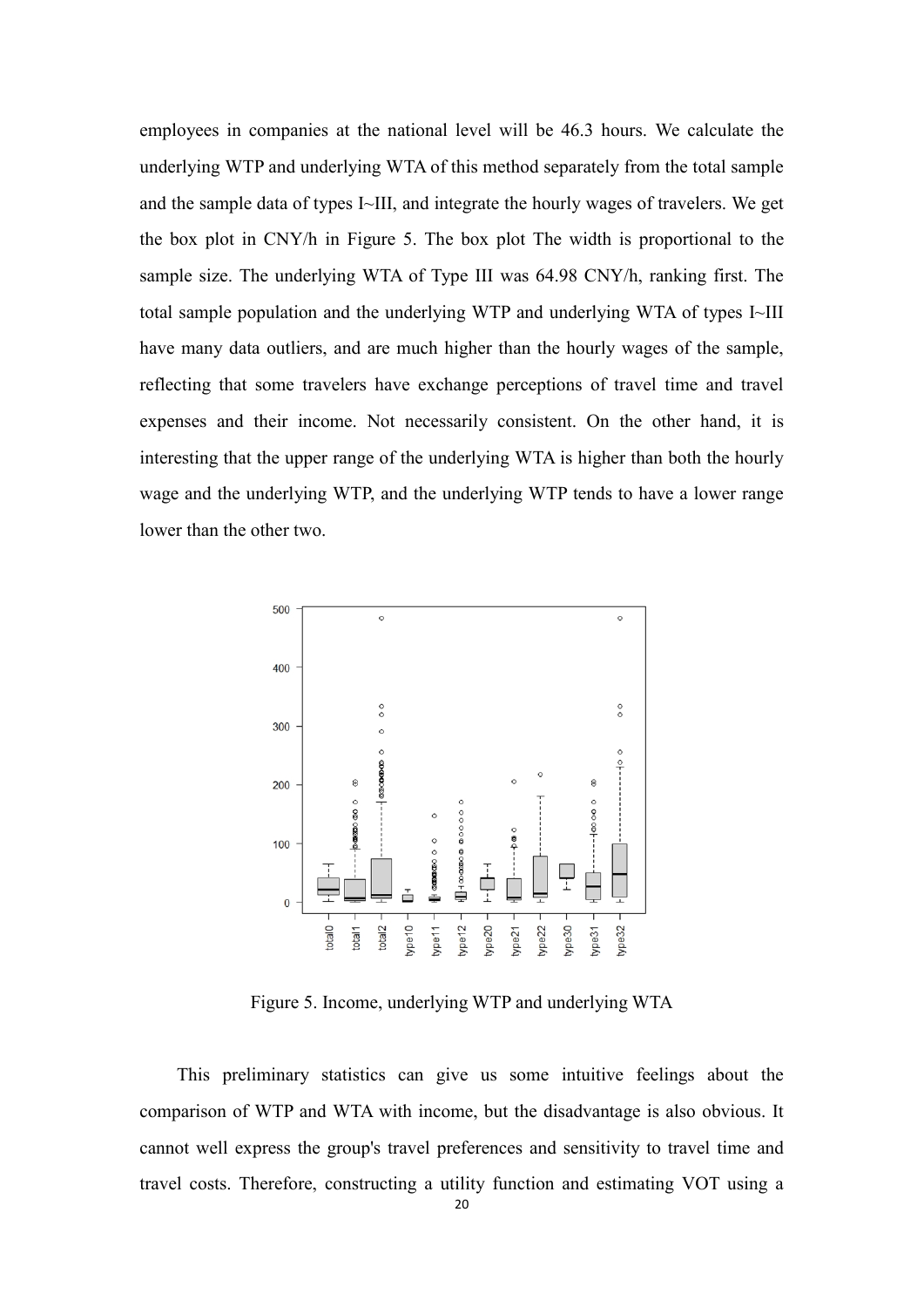employees in companies at the national level will be 46.3 hours. We calculate the underlying WTP and underlying WTA of this method separately from the total sample and the sample data of types I~III, and integrate the hourly wages of travelers. We get the box plot in CNY/h in Figure 5. The box plot The width is proportional to the sample size. The underlying WTA of Type III was 64.98 CNY/h, ranking first. The total sample population and the underlying WTP and underlying WTA of types I~III have many data outliers, and are much higher than the hourly wages of the sample, reflecting that some travelers have exchange perceptions of travel time and travel expenses and their income. Not necessarily consistent. On the other hand, it is interesting that the upper range of the underlying WTA is higher than both the hourly wage and the underlying WTP, and the underlying WTP tends to have a lower range lower than the other two.

Figure 5. Income, underlying WTP and underlying WTA

This preliminary statistics can give us some intuitive feelings about the comparison of WTP and WTA with income, but the disadvantage is also obvious. It cannot well express the group's travel preferences and sensitivity to travel time and travel costs. Therefore, constructing a utility function and estimating VOT using a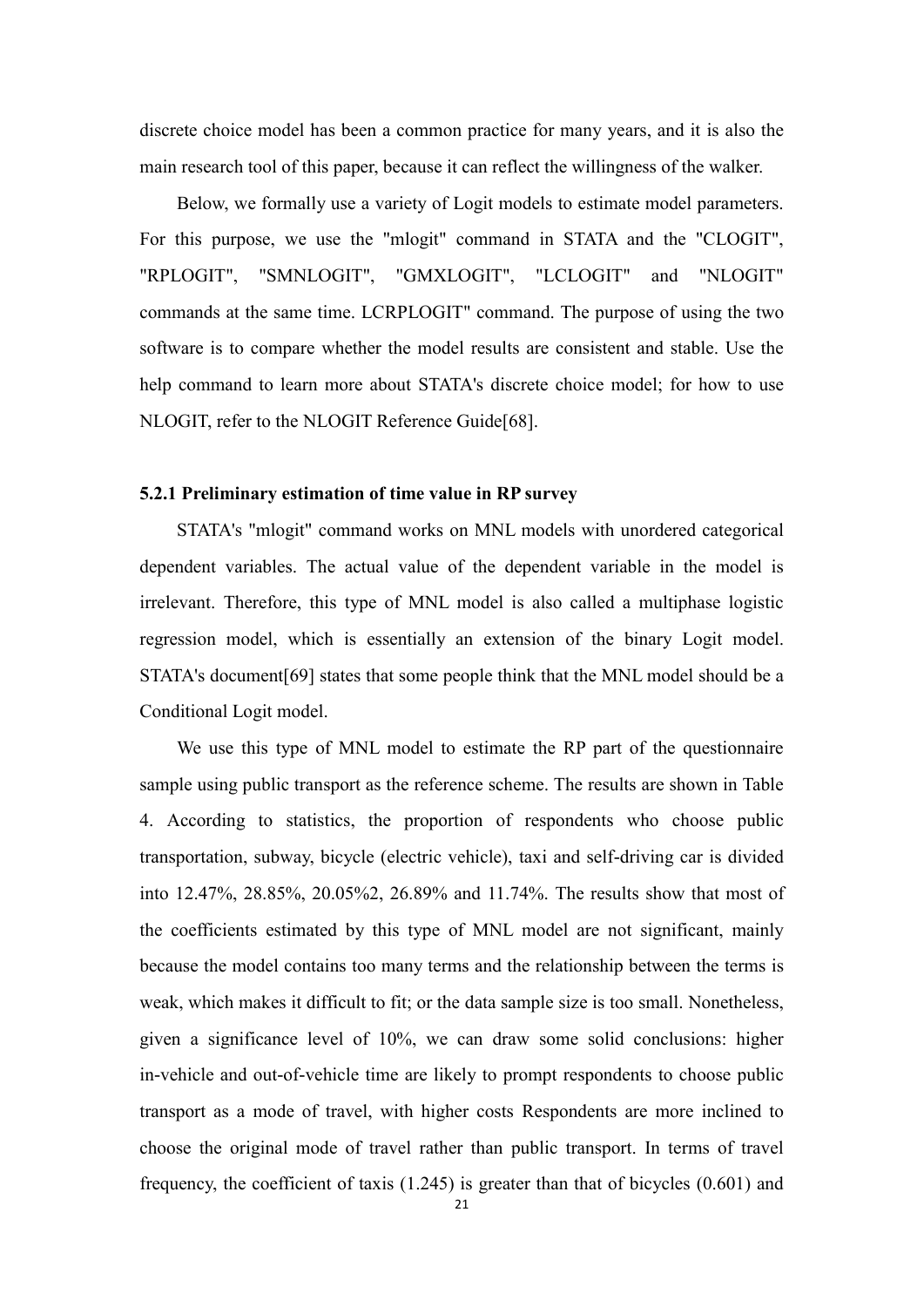discrete choice model has been a common practice for many years, and it is also the main research tool of this paper, because it can reflect the willingness of the walker.

Below, we formally use a variety of Logit models to estimate model parameters. For this purpose, we use the "mlogit" command in STATA and the "CLOGIT", "RPLOGIT", "SMNLOGIT", "GMXLOGIT", "LCLOGIT" and "NLOGIT" commands at the same time. LCRPLOGIT" command. The purpose of using the two software is to compare whether the model results are consistent and stable. Use the help command to learn more about STATA's discrete choice model; for how to use NLOGIT, refer to the NLOGIT Reference Guide[68].

### 5.2.1 Preliminary estimation of time value in RP survey

STATA's "mlogit" command works on MNL models with unordered categorical dependent variables. The actual value of the dependent variable in the model is irrelevant. Therefore, this type of MNL model is also called a multiphase logistic regression model, which is essentially an extension of the binary Logit model. STATA's document[69] states that some people think that the MNL model should be a Conditional Logit model.

We use this type of MNL model to estimate the RP part of the questionnaire sample using public transport as the reference scheme. The results are shown in Table 4. According to statistics, the proportion of respondents who choose public transportation, subway, bicycle (electric vehicle), taxi and self-driving car is divided into 12.47%, 28.85%, 20.05%2, 26.89% and 11.74%. The results show that most of the coefficients estimated by this type of MNL model are not significant, mainly because the model contains too many terms and the relationship between the terms is weak, which makes it difficult to fit; or the data sample size is too small. Nonetheless, given a significance level of 10%, we can draw some solid conclusions: higher in-vehicle and out-of-vehicle time are likely to prompt respondents to choose public transport as a mode of travel, with higher costs Respondents are more inclined to choose the original mode of travel rather than public transport. In terms of travel frequency, the coefficient of taxis (1.245) is greater than that of bicycles (0.601) and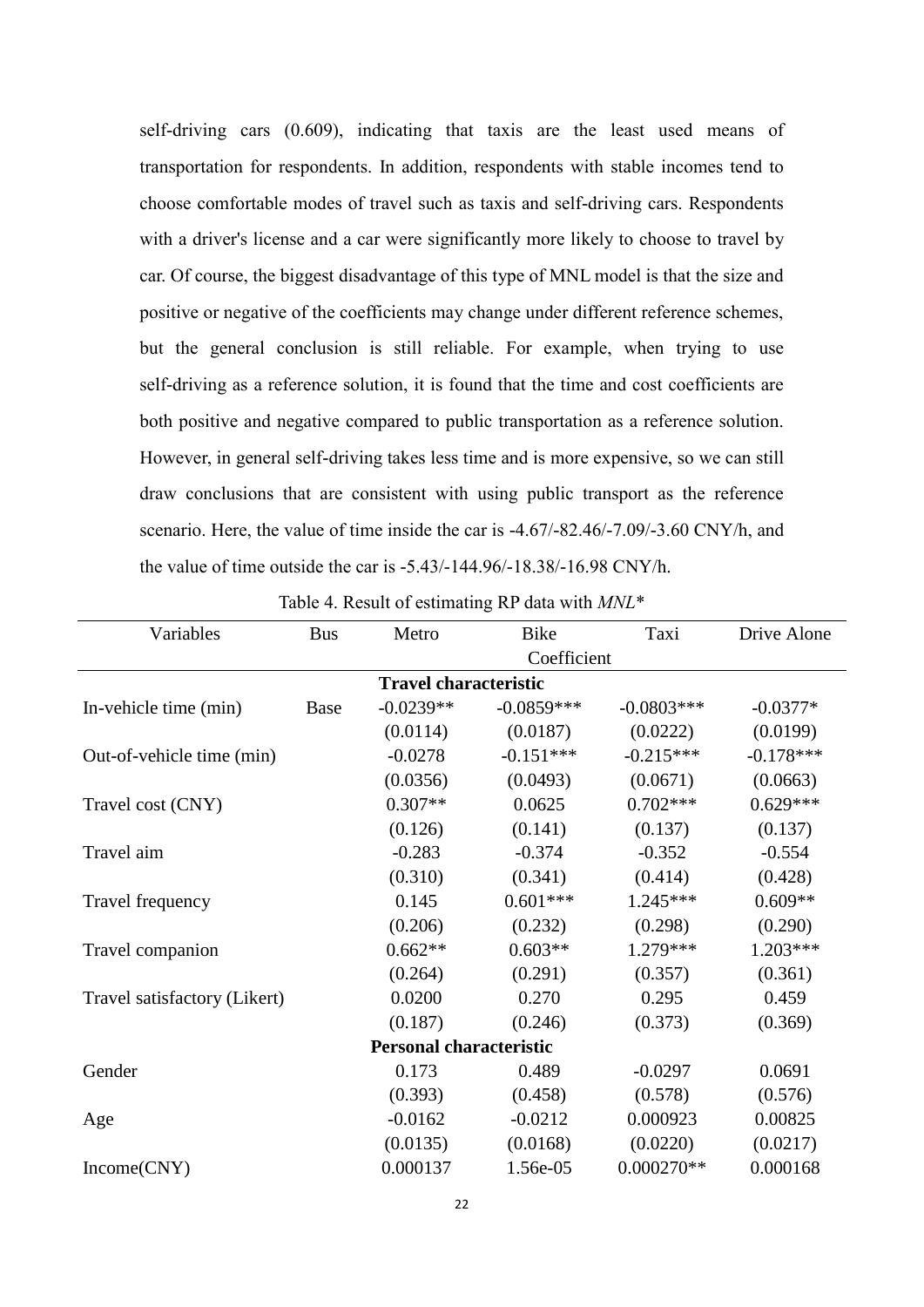self-driving cars (0.609), indicating that taxis are the least used means of transportation for respondents. In addition, respondents with stable incomes tend to choose comfortable modes of travel such as taxis and self-driving cars. Respondents with a driver's license and a car were significantly more likely to choose to travel by car. Of course, the biggest disadvantage of this type of MNL model is that the size and positive or negative of the coefficients may change under different reference schemes, but the general conclusion is still reliable. For example, when trying to use self-driving as a reference solution, it is found that the time and cost coefficients are both positive and negative compared to public transportation as a reference solution. However, in general self-driving takes less time and is more expensive, so we can still draw conclusions that are consistent with using public transport as the reference scenario. Here, the value of time inside the car is -4.67/-82.46/-7.09/-3.60 CNY/h, and the value of time outside the car is -5.43/-144.96/-18.38/-16.98 CNY/h.

Table 4. Result of estimating RP data with *MNL*\*

| Variables | Bus | Metro | Bike | Taxi | Drive Alone |
|---|---|---|---|---|---|
| | | | Coefficient | | |
| | | **Travel characteristic** | | | |
| In-vehicle time (min) | Base | -0.0239** | -0.0859*** | -0.0803*** | -0.0377* |
| | | (0.0114) | (0.0187) | (0.0222) | (0.0199) |
| Out-of-vehicle time (min) | | -0.0278 | -0.151*** | -0.215*** | -0.178*** |
| | | (0.0356) | (0.0493) | (0.0671) | (0.0663) |
| Travel cost (CNY) | | 0.307** | 0.0625 | 0.702*** | 0.629*** |
| | | (0.126) | (0.141) | (0.137) | (0.137) |
| Travel aim | | -0.283 | -0.374 | -0.352 | -0.554 |
| | | (0.310) | (0.341) | (0.414) | (0.428) |
| Travel frequency | | 0.145 | 0.601*** | 1.245*** | 0.609** |
| | | (0.206) | (0.232) | (0.298) | (0.290) |
| Travel companion | | 0.662** | 0.603** | 1.279*** | 1.203*** |
| | | (0.264) | (0.291) | (0.357) | (0.361) |
| Travel satisfactory (Likert) | | 0.0200 | 0.270 | 0.295 | 0.459 |
| | | (0.187) | (0.246) | (0.373) | (0.369) |
| | | **Personal characteristic** | | | |
| Gender | | 0.173 | 0.489 | -0.0297 | 0.0691 |
| | | (0.393) | (0.458) | (0.578) | (0.576) |
| Age | | -0.0162 | -0.0212 | 0.000923 | 0.00825 |
| | | (0.0135) | (0.0168) | (0.0220) | (0.0217) |
| Income(CNY) | | 0.000137 | 1.56e-05 | 0.000270** | 0.000168 |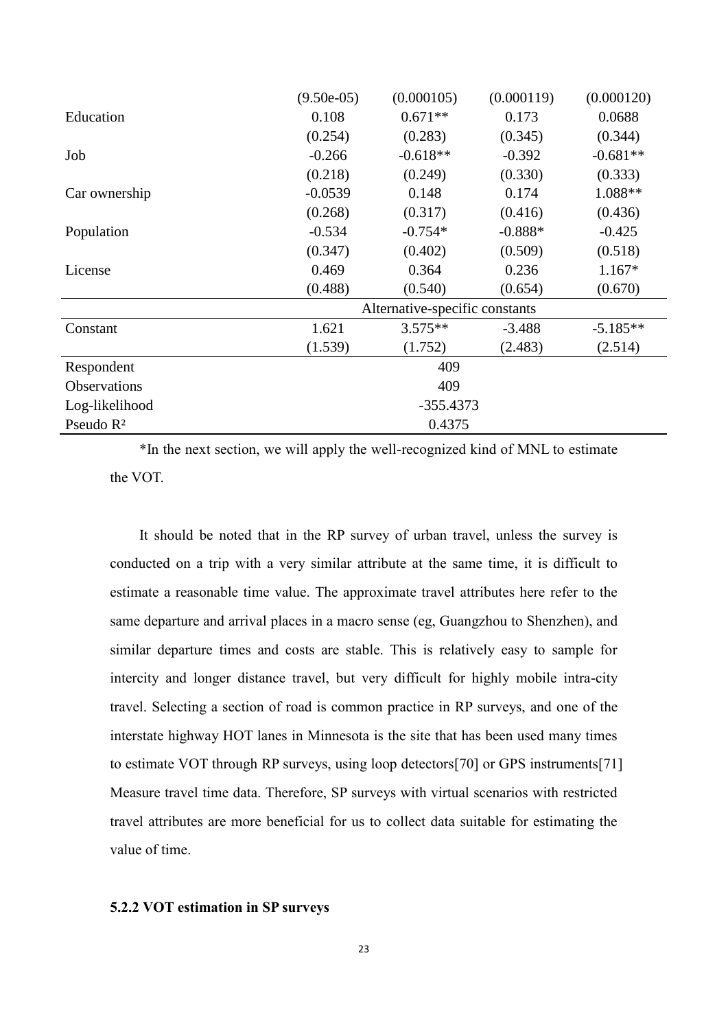| | | | | |
|---|---|---|---|---|
| | (9.50e-05) | (0.000105) | (0.000119) | (0.000120) |
| Education | 0.108 | 0.671** | 0.173 | 0.0688 |
| | (0.254) | (0.283) | (0.345) | (0.344) |
| Job | -0.266 | -0.618** | -0.392 | -0.681** |
| | (0.218) | (0.249) | (0.330) | (0.333) |
| Car ownership | -0.0539 | 0.148 | 0.174 | 1.088** |
| | (0.268) | (0.317) | (0.416) | (0.436) |
| Population | -0.534 | -0.754* | -0.888* | -0.425 |
| | (0.347) | (0.402) | (0.509) | (0.518) |
| License | 0.469 | 0.364 | 0.236 | 1.167* |
| | (0.488) | (0.540) | (0.654) | (0.670) |
| | Alternative-specific constants | | | |
| Constant | 1.621 | 3.575** | -3.488 | -5.185** |
| | (1.539) | (1.752) | (2.483) | (2.514) |
| Respondent | 409 | | | |
| Observations | 409 | | | |
| Log-likelihood | -355.4373 | | | |
| Pseudo $R^2$ | 0.4375 | | | |

*In the next section, we will apply the well-recognized kind of MNL to estimate the VOT.

It should be noted that in the RP survey of urban travel, unless the survey is conducted on a trip with a very similar attribute at the same time, it is difficult to estimate a reasonable time value. The approximate travel attributes here refer to the same departure and arrival places in a macro sense (eg, Guangzhou to Shenzhen), and similar departure times and costs are stable. This is relatively easy to sample for intercity and longer distance travel, but very difficult for highly mobile intra-city travel. Selecting a section of road is common practice in RP surveys, and one of the interstate highway HOT lanes in Minnesota is the site that has been used many times to estimate VOT through RP surveys, using loop detectors[70] or GPS instruments[71] Measure travel time data. Therefore, SP surveys with virtual scenarios with restricted travel attributes are more beneficial for us to collect data suitable for estimating the value of time.

### 5.2.2 VOT estimation in SP surveys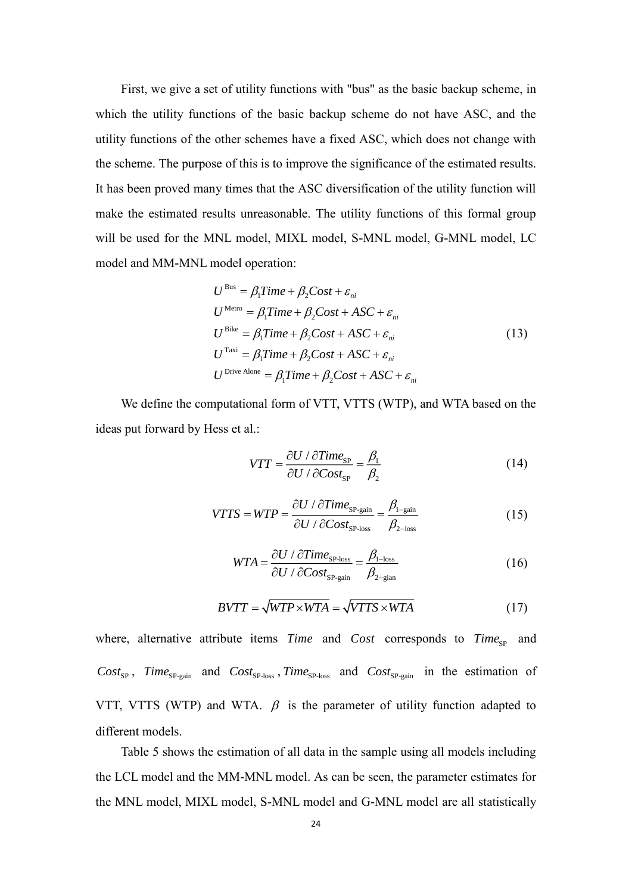First, we give a set of utility functions with "bus" as the basic backup scheme, in which the utility functions of the basic backup scheme do not have ASC, and the utility functions of the other schemes have a fixed ASC, which does not change with the scheme. The purpose of this is to improve the significance of the estimated results. It has been proved many times that the ASC diversification of the utility function will make the estimated results unreasonable. The utility functions of this formal group will be used for the MNL model, MIXL model, S-MNL model, G-MNL model, LC model and MM-MNL model operation:

$$
\begin{aligned}
U^{\text{Bus}} &= \beta_1 Time + \beta_2 Cost + \varepsilon_{ni} \\
U^{\text{Metro}} &= \beta_1 Time + \beta_2 Cost + ASC + \varepsilon_{ni} \\
U^{\text{Bike}} &= \beta_1 Time + \beta_2 Cost + ASC + \varepsilon_{ni} \\
U^{\text{Taxi}} &= \beta_1 Time + \beta_2 Cost + ASC + \varepsilon_{ni} \\
U^{\text{Drive Alone}} &= \beta_1 Time + \beta_2 Cost + ASC + \varepsilon_{ni}
\end{aligned}
\tag{13}
$$

We define the computational form of VTT, VTTS (WTP), and WTA based on the ideas put forward by Hess et al.:

$$
VTT = \frac{\partial U / \partial Time_{\text{SP}}}{\partial U / \partial Cost_{\text{SP}}} = \frac{\beta_1}{\beta_2} \tag{14}
$$

$$
VTTS = WTP = \frac{\partial U / \partial Time_{\text{SP-gain}}}{\partial U / \partial Cost_{\text{SP-loss}}} = \frac{\beta_{1-\text{gain}}}{\beta_{2-\text{loss}}} \tag{15}
$$

$$
WTA = \frac{\partial U / \partial Time_{\text{SP-loss}}}{\partial U / \partial Cost_{\text{SP-gain}}} = \frac{\beta_{1-\text{loss}}}{\beta_{2-\text{gian}}} \tag{16}
$$

$$
BVTT = \sqrt{WTP \times WTA} = \sqrt{VTTS \times WTA} \tag{17}
$$

where, alternative attribute items *Time* and *Cost* corresponds to $Time_{\text{SP}}$ and $Cost_{\text{SP}}$, $Time_{\text{SP-gain}}$ and $Cost_{\text{SP-loss}}$, $Time_{\text{SP-loss}}$ and $Cost_{\text{SP-gain}}$ in the estimation of VTT, VTTS (WTP) and WTA. $\beta$ is the parameter of utility function adapted to different models.

Table 5 shows the estimation of all data in the sample using all models including the LCL model and the MM-MNL model. As can be seen, the parameter estimates for the MNL model, MIXL model, S-MNL model and G-MNL model are all statistically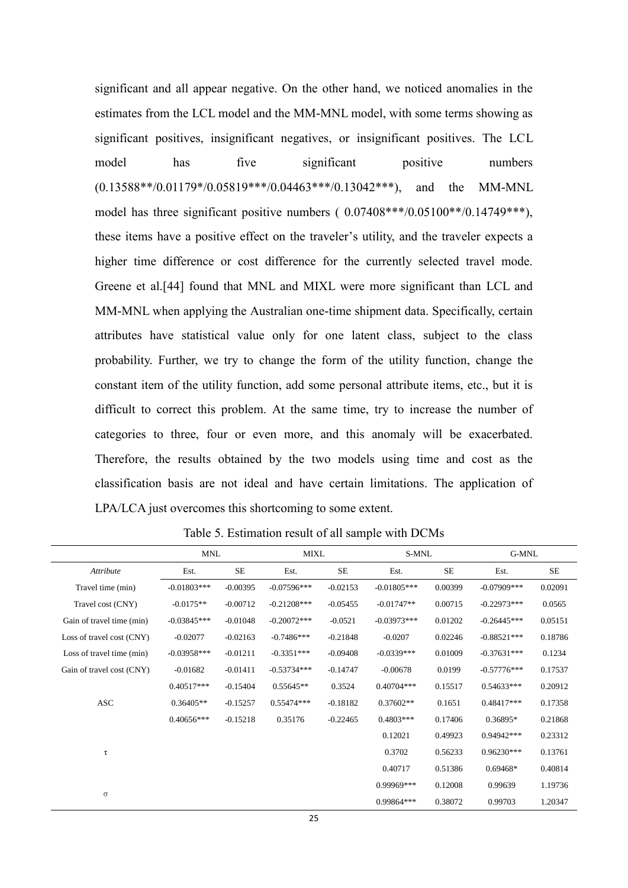significant and all appear negative. On the other hand, we noticed anomalies in the estimates from the LCL model and the MM-MNL model, with some terms showing as significant positives, insignificant negatives, or insignificant positives. The LCL model has five significant positive numbers (0.13588**/0.01179*/0.05819***/0.04463***/0.13042***), and the MM-MNL model has three significant positive numbers ( 0.07408***/0.05100**/0.14749***), these items have a positive effect on the traveler's utility, and the traveler expects a higher time difference or cost difference for the currently selected travel mode. Greene et al.[44] found that MNL and MIXL were more significant than LCL and MM-MNL when applying the Australian one-time shipment data. Specifically, certain attributes have statistical value only for one latent class, subject to the class probability. Further, we try to change the form of the utility function, change the constant item of the utility function, add some personal attribute items, etc., but it is difficult to correct this problem. At the same time, try to increase the number of categories to three, four or even more, and this anomaly will be exacerbated. Therefore, the results obtained by the two models using time and cost as the classification basis are not ideal and have certain limitations. The application of LPA/LCA just overcomes this shortcoming to some extent.

Table 5. Estimation result of all sample with DCMs

| | MNL | | MIXL | | S-MNL | | G-MNL | |
|---|---|---|---|---|---|---|---|---|
| *Attribute* | Est. | SE | Est. | SE | Est. | SE | Est. | SE |
| Travel time (min) | -0.01803*** | -0.00395 | -0.07596*** | -0.02153 | -0.01805*** | 0.00399 | -0.07909*** | 0.02091 |
| Travel cost (CNY) | -0.0175** | -0.00712 | -0.21208*** | -0.05455 | -0.01747** | 0.00715 | -0.22973*** | 0.0565 |
| Gain of travel time (min) | -0.03845*** | -0.01048 | -0.20072*** | -0.0521 | -0.03973*** | 0.01202 | -0.26445*** | 0.05151 |
| Loss of travel cost (CNY) | -0.02077 | -0.02163 | -0.7486*** | -0.21848 | -0.0207 | 0.02246 | -0.88521*** | 0.18786 |
| Loss of travel time (min) | -0.03958*** | -0.01211 | -0.3351*** | -0.09408 | -0.0339*** | 0.01009 | -0.37631*** | 0.1234 |
| Gain of travel cost (CNY) | -0.01682 | -0.01411 | -0.53734*** | -0.14747 | -0.00678 | 0.0199 | -0.57776*** | 0.17537 |
| | 0.40517*** | -0.15404 | 0.55645** | 0.3524 | 0.40704*** | 0.15517 | 0.54633*** | 0.20912 |
| ASC | 0.36405** | -0.15257 | 0.55474*** | -0.18182 | 0.37602** | 0.1651 | 0.48417*** | 0.17358 |
| | 0.40656*** | -0.15218 | 0.35176 | -0.22465 | 0.4803*** | 0.17406 | 0.36895* | 0.21868 |
| | | | | | 0.12021 | 0.49923 | 0.94942*** | 0.23312 |
| τ | | | | | 0.3702 | 0.56233 | 0.96230*** | 0.13761 |
| | | | | | 0.40717 | 0.51386 | 0.69468* | 0.40814 |
| σ | | | | | 0.99969*** | 0.12008 | 0.99639 | 1.19736 |
| | | | | | 0.99864*** | 0.38072 | 0.99703 | 1.20347 |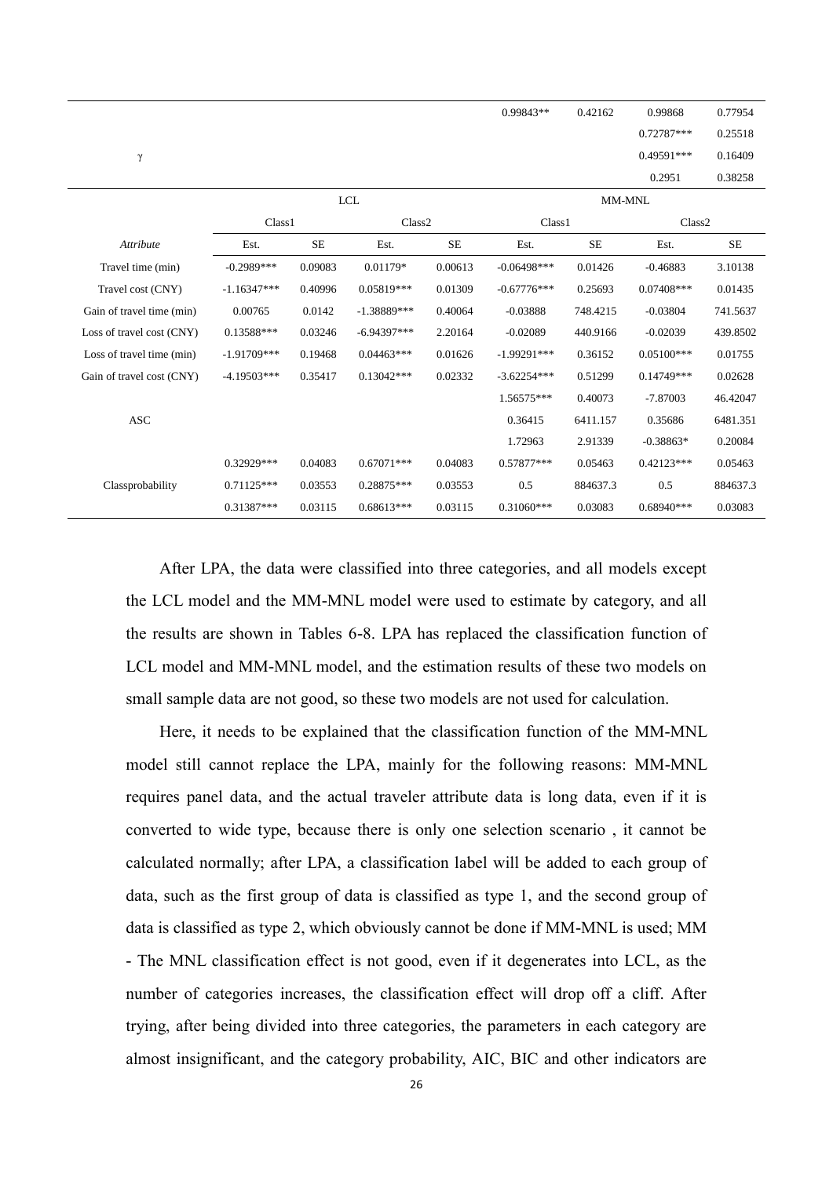| | | | | | | | | |
|---|---|---|---|---|---|---|---|---|
| | | | | | 0.99843** | 0.42162 | 0.99868 | 0.77954 |
| γ | | | | | | | 0.72787*** | 0.25518 |
| | | | | | | | 0.49591*** | 0.16409 |
| | | | | | | | 0.2951 | 0.38258 |

| | LCL | | | | MM-MNL | | | |
|---|---|---|---|---|---|---|---|---|
| | Class1 | | Class2 | | Class1 | | Class2 | |
| *Attribute* | Est. | SE | Est. | SE | Est. | SE | Est. | SE |
| Travel time (min) | -0.2989*** | 0.09083 | 0.01179* | 0.00613 | -0.06498*** | 0.01426 | -0.46883 | 3.10138 |
| Travel cost (CNY) | -1.16347*** | 0.40996 | 0.05819*** | 0.01309 | -0.67776*** | 0.25693 | 0.07408*** | 0.01435 |
| Gain of travel time (min) | 0.00765 | 0.0142 | -1.38889*** | 0.40064 | -0.03888 | 748.4215 | -0.03804 | 741.5637 |
| Loss of travel cost (CNY) | 0.13588*** | 0.03246 | -6.94397*** | 2.20164 | -0.02089 | 440.9166 | -0.02039 | 439.8502 |
| Loss of travel time (min) | -1.91709*** | 0.19468 | 0.04463*** | 0.01626 | -1.99291*** | 0.36152 | 0.05100*** | 0.01755 |
| Gain of travel cost (CNY) | -4.19503*** | 0.35417 | 0.13042*** | 0.02332 | -3.62254*** | 0.51299 | 0.14749*** | 0.02628 |
| | | | | | 1.56575*** | 0.40073 | -7.87003 | 46.42047 |
| ASC | | | | | 0.36415 | 6411.157 | 0.35686 | 6481.351 |
| | | | | | 1.72963 | 2.91339 | -0.38863* | 0.20084 |
| | 0.32929*** | 0.04083 | 0.67071*** | 0.04083 | 0.57877*** | 0.05463 | 0.42123*** | 0.05463 |
| Classprobability | 0.71125*** | 0.03553 | 0.28875*** | 0.03553 | 0.5 | 884637.3 | 0.5 | 884637.3 |
| | 0.31387*** | 0.03115 | 0.68613*** | 0.03115 | 0.31060*** | 0.03083 | 0.68940*** | 0.03083 |

After LPA, the data were classified into three categories, and all models except the LCL model and the MM-MNL model were used to estimate by category, and all the results are shown in Tables 6-8. LPA has replaced the classification function of LCL model and MM-MNL model, and the estimation results of these two models on small sample data are not good, so these two models are not used for calculation.

Here, it needs to be explained that the classification function of the MM-MNL model still cannot replace the LPA, mainly for the following reasons: MM-MNL requires panel data, and the actual traveler attribute data is long data, even if it is converted to wide type, because there is only one selection scenario , it cannot be calculated normally; after LPA, a classification label will be added to each group of data, such as the first group of data is classified as type 1, and the second group of data is classified as type 2, which obviously cannot be done if MM-MNL is used; MM - The MNL classification effect is not good, even if it degenerates into LCL, as the number of categories increases, the classification effect will drop off a cliff. After trying, after being divided into three categories, the parameters in each category are almost insignificant, and the category probability, AIC, BIC and other indicators are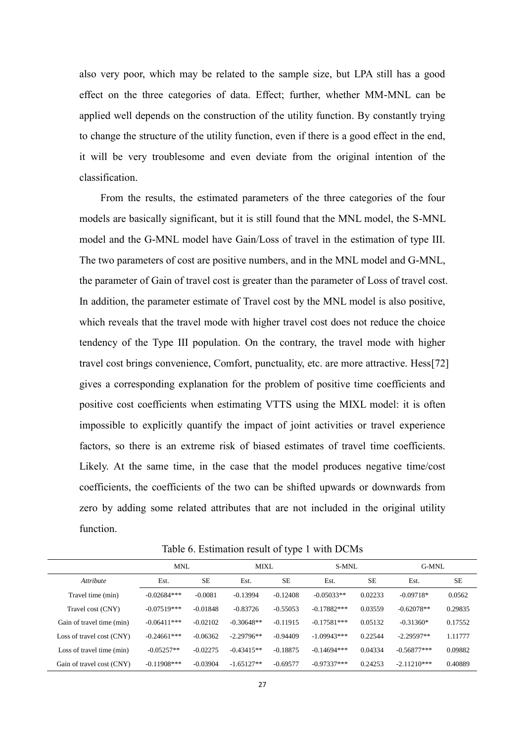also very poor, which may be related to the sample size, but LPA still has a good effect on the three categories of data. Effect; further, whether MM-MNL can be applied well depends on the construction of the utility function. By constantly trying to change the structure of the utility function, even if there is a good effect in the end, it will be very troublesome and even deviate from the original intention of the classification.

From the results, the estimated parameters of the three categories of the four models are basically significant, but it is still found that the MNL model, the S-MNL model and the G-MNL model have Gain/Loss of travel in the estimation of type III. The two parameters of cost are positive numbers, and in the MNL model and G-MNL, the parameter of Gain of travel cost is greater than the parameter of Loss of travel cost. In addition, the parameter estimate of Travel cost by the MNL model is also positive, which reveals that the travel mode with higher travel cost does not reduce the choice tendency of the Type III population. On the contrary, the travel mode with higher travel cost brings convenience, Comfort, punctuality, etc. are more attractive. Hess[72] gives a corresponding explanation for the problem of positive time coefficients and positive cost coefficients when estimating VTTS using the MIXL model: it is often impossible to explicitly quantify the impact of joint activities or travel experience factors, so there is an extreme risk of biased estimates of travel time coefficients. Likely. At the same time, in the case that the model produces negative time/cost coefficients, the coefficients of the two can be shifted upwards or downwards from zero by adding some related attributes that are not included in the original utility function.

Table 6. Estimation result of type 1 with DCMs

| | MNL | | MIXL | | S-MNL | | G-MNL | |
|---|---|---|---|---|---|---|---|---|
| *Attribute* | Est. | SE | Est. | SE | Est. | SE | Est. | SE |
| Travel time (min) | -0.02684*** | -0.0081 | -0.13994 | -0.12408 | -0.05033** | 0.02233 | -0.09718* | 0.0562 |
| Travel cost (CNY) | -0.07519*** | -0.01848 | -0.83726 | -0.55053 | -0.17882*** | 0.03559 | -0.62078** | 0.29835 |
| Gain of travel time (min) | -0.06411*** | -0.02102 | -0.30648** | -0.11915 | -0.17581*** | 0.05132 | -0.31360* | 0.17552 |
| Loss of travel cost (CNY) | -0.24661*** | -0.06362 | -2.29796** | -0.94409 | -1.09943*** | 0.22544 | -2.29597** | 1.11777 |
| Loss of travel time (min) | -0.05257** | -0.02275 | -0.43415** | -0.18875 | -0.14694*** | 0.04334 | -0.56877*** | 0.09882 |
| Gain of travel cost (CNY) | -0.11908*** | -0.03904 | -1.65127** | -0.69577 | -0.97337*** | 0.24253 | -2.11210*** | 0.40889 |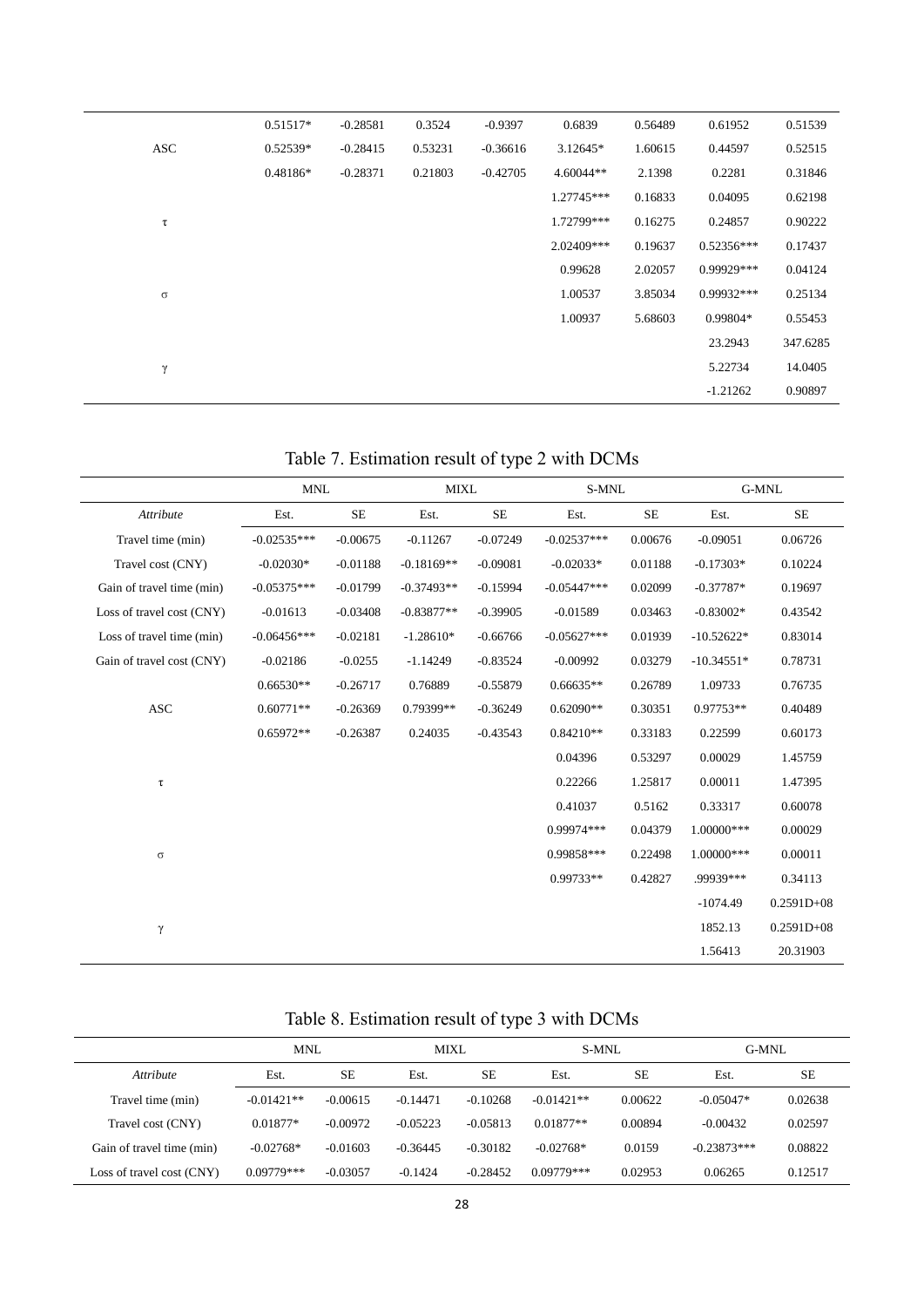|  |  |  |  |  |  |  |  |  |
|---|---|---|---|---|---|---|---|---|
|  | 0.51517* | -0.28581 | 0.3524 | -0.9397 | 0.6839 | 0.56489 | 0.61952 | 0.51539 |
| ASC | 0.52539* | -0.28415 | 0.53231 | -0.36616 | 3.12645* | 1.60615 | 0.44597 | 0.52515 |
|  | 0.48186* | -0.28371 | 0.21803 | -0.42705 | 4.60044** | 2.1398 | 0.2281 | 0.31846 |
|  |  |  |  |  | 1.27745*** | 0.16833 | 0.04095 | 0.62198 |
| τ |  |  |  |  | 1.72799*** | 0.16275 | 0.24857 | 0.90222 |
|  |  |  |  |  | 2.02409*** | 0.19637 | 0.52356*** | 0.17437 |
|  |  |  |  |  | 0.99628 | 2.02057 | 0.99929*** | 0.04124 |
| σ |  |  |  |  | 1.00537 | 3.85034 | 0.99932*** | 0.25134 |
|  |  |  |  |  | 1.00937 | 5.68603 | 0.99804* | 0.55453 |
|  |  |  |  |  |  |  | 23.2943 | 347.6285 |
| γ |  |  |  |  |  |  | 5.22734 | 14.0405 |
|  |  |  |  |  |  |  | -1.21262 | 0.90897 |

Table 7. Estimation result of type 2 with DCMs

|  | MNL |  | MIXL |  | S-MNL |  | G-MNL |  |
|---|---|---|---|---|---|---|---|---|
| *Attribute* | Est. | SE | Est. | SE | Est. | SE | Est. | SE |
| Travel time (min) | -0.02535*** | -0.00675 | -0.11267 | -0.07249 | -0.02537*** | 0.00676 | -0.09051 | 0.06726 |
| Travel cost (CNY) | -0.02030* | -0.01188 | -0.18169** | -0.09081 | -0.02033* | 0.01188 | -0.17303* | 0.10224 |
| Gain of travel time (min) | -0.05375*** | -0.01799 | -0.37493** | -0.15994 | -0.05447*** | 0.02099 | -0.37787* | 0.19697 |
| Loss of travel cost (CNY) | -0.01613 | -0.03408 | -0.83877** | -0.39905 | -0.01589 | 0.03463 | -0.83002* | 0.43542 |
| Loss of travel time (min) | -0.06456*** | -0.02181 | -1.28610* | -0.66766 | -0.05627*** | 0.01939 | -10.52622* | 0.83014 |
| Gain of travel cost (CNY) | -0.02186 | -0.0255 | -1.14249 | -0.83524 | -0.00992 | 0.03279 | -10.34551* | 0.78731 |
|  | 0.66530** | -0.26717 | 0.76889 | -0.55879 | 0.66635** | 0.26789 | 1.09733 | 0.76735 |
| ASC | 0.60771** | -0.26369 | 0.79399** | -0.36249 | 0.62090** | 0.30351 | 0.97753** | 0.40489 |
|  | 0.65972** | -0.26387 | 0.24035 | -0.43543 | 0.84210** | 0.33183 | 0.22599 | 0.60173 |
|  |  |  |  |  | 0.04396 | 0.53297 | 0.00029 | 1.45759 |
| τ |  |  |  |  | 0.22266 | 1.25817 | 0.00011 | 1.47395 |
|  |  |  |  |  | 0.41037 | 0.5162 | 0.33317 | 0.60078 |
|  |  |  |  |  | 0.99974*** | 0.04379 | 1.00000*** | 0.00029 |
| σ |  |  |  |  | 0.99858*** | 0.22498 | 1.00000*** | 0.00011 |
|  |  |  |  |  | 0.99733** | 0.42827 | .99939*** | 0.34113 |
|  |  |  |  |  |  |  | -1074.49 | 0.2591D+08 |
| γ |  |  |  |  |  |  | 1852.13 | 0.2591D+08 |
|  |  |  |  |  |  |  | 1.56413 | 20.31903 |

Table 8. Estimation result of type 3 with DCMs

|  | MNL |  | MIXL |  | S-MNL |  | G-MNL |  |
|---|---|---|---|---|---|---|---|---|
| *Attribute* | Est. | SE | Est. | SE | Est. | SE | Est. | SE |
| Travel time (min) | -0.01421** | -0.00615 | -0.14471 | -0.10268 | -0.01421** | 0.00622 | -0.05047* | 0.02638 |
| Travel cost (CNY) | 0.01877* | -0.00972 | -0.05223 | -0.05813 | 0.01877** | 0.00894 | -0.00432 | 0.02597 |
| Gain of travel time (min) | -0.02768* | -0.01603 | -0.36445 | -0.30182 | -0.02768* | 0.0159 | -0.23873*** | 0.08822 |
| Loss of travel cost (CNY) | 0.09779*** | -0.03057 | -0.1424 | -0.28452 | 0.09779*** | 0.02953 | 0.06265 | 0.12517 |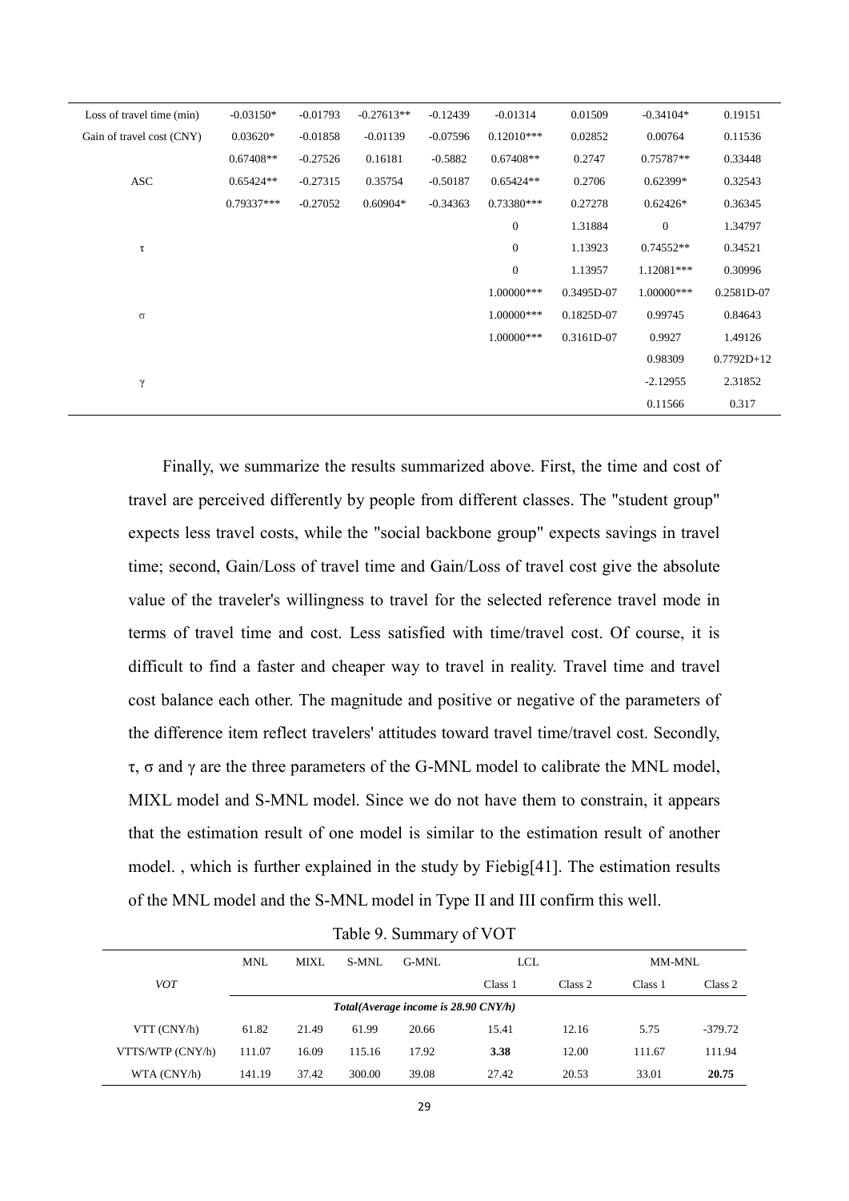| | | | | | | | | |
|---|---|---|---|---|---|---|---|---|
| Loss of travel time (min) | -0.03150* | -0.01793 | -0.27613** | -0.12439 | -0.01314 | 0.01509 | -0.34104* | 0.19151 |
| Gain of travel cost (CNY) | 0.03620* | -0.01858 | -0.01139 | -0.07596 | 0.12010*** | 0.02852 | 0.00764 | 0.11536 |
| | 0.67408** | -0.27526 | 0.16181 | -0.5882 | 0.67408** | 0.2747 | 0.75787** | 0.33448 |
| ASC | 0.65424** | -0.27315 | 0.35754 | -0.50187 | 0.65424** | 0.2706 | 0.62399* | 0.32543 |
| | 0.79337*** | -0.27052 | 0.60904* | -0.34363 | 0.73380*** | 0.27278 | 0.62426* | 0.36345 |
| | | | | | 0 | 1.31884 | 0 | 1.34797 |
| τ | | | | | 0 | 1.13923 | 0.74552** | 0.34521 |
| | | | | | 0 | 1.13957 | 1.12081*** | 0.30996 |
| | | | | | 1.00000*** | 0.3495D-07 | 1.00000*** | 0.2581D-07 |
| σ | | | | | 1.00000*** | 0.1825D-07 | 0.99745 | 0.84643 |
| | | | | | 1.00000*** | 0.3161D-07 | 0.9927 | 1.49126 |
| | | | | | | | 0.98309 | 0.7792D+12 |
| γ | | | | | | | -2.12955 | 2.31852 |
| | | | | | | | 0.11566 | 0.317 |

Finally, we summarize the results summarized above. First, the time and cost of travel are perceived differently by people from different classes. The "student group" expects less travel costs, while the "social backbone group" expects savings in travel time; second, Gain/Loss of travel time and Gain/Loss of travel cost give the absolute value of the traveler's willingness to travel for the selected reference travel mode in terms of travel time and cost. Less satisfied with time/travel cost. Of course, it is difficult to find a faster and cheaper way to travel in reality. Travel time and travel cost balance each other. The magnitude and positive or negative of the parameters of the difference item reflect travelers' attitudes toward travel time/travel cost. Secondly, τ, σ and γ are the three parameters of the G-MNL model to calibrate the MNL model, MIXL model and S-MNL model. Since we do not have them to constrain, it appears that the estimation result of one model is similar to the estimation result of another model. , which is further explained in the study by Fiebig[41]. The estimation results of the MNL model and the S-MNL model in Type II and III confirm this well.

Table 9. Summary of VOT

| | MNL | MIXL | S-MNL | G-MNL | LCL | | MM-MNL | |
|---|---|---|---|---|---|---|---|---|
| *VOT* | | | | | Class 1 | Class 2 | Class 1 | Class 2 |
| | ***Total(Average income is 28.90 CNY/h)*** | | | | | | | |
| VTT (CNY/h) | 61.82 | 21.49 | 61.99 | 20.66 | 15.41 | 12.16 | 5.75 | -379.72 |
| VTTS/WTP (CNY/h) | 111.07 | 16.09 | 115.16 | 17.92 | **3.38** | 12.00 | 111.67 | 111.94 |
| WTA (CNY/h) | 141.19 | 37.42 | 300.00 | 39.08 | 27.42 | 20.53 | 33.01 | **20.75** |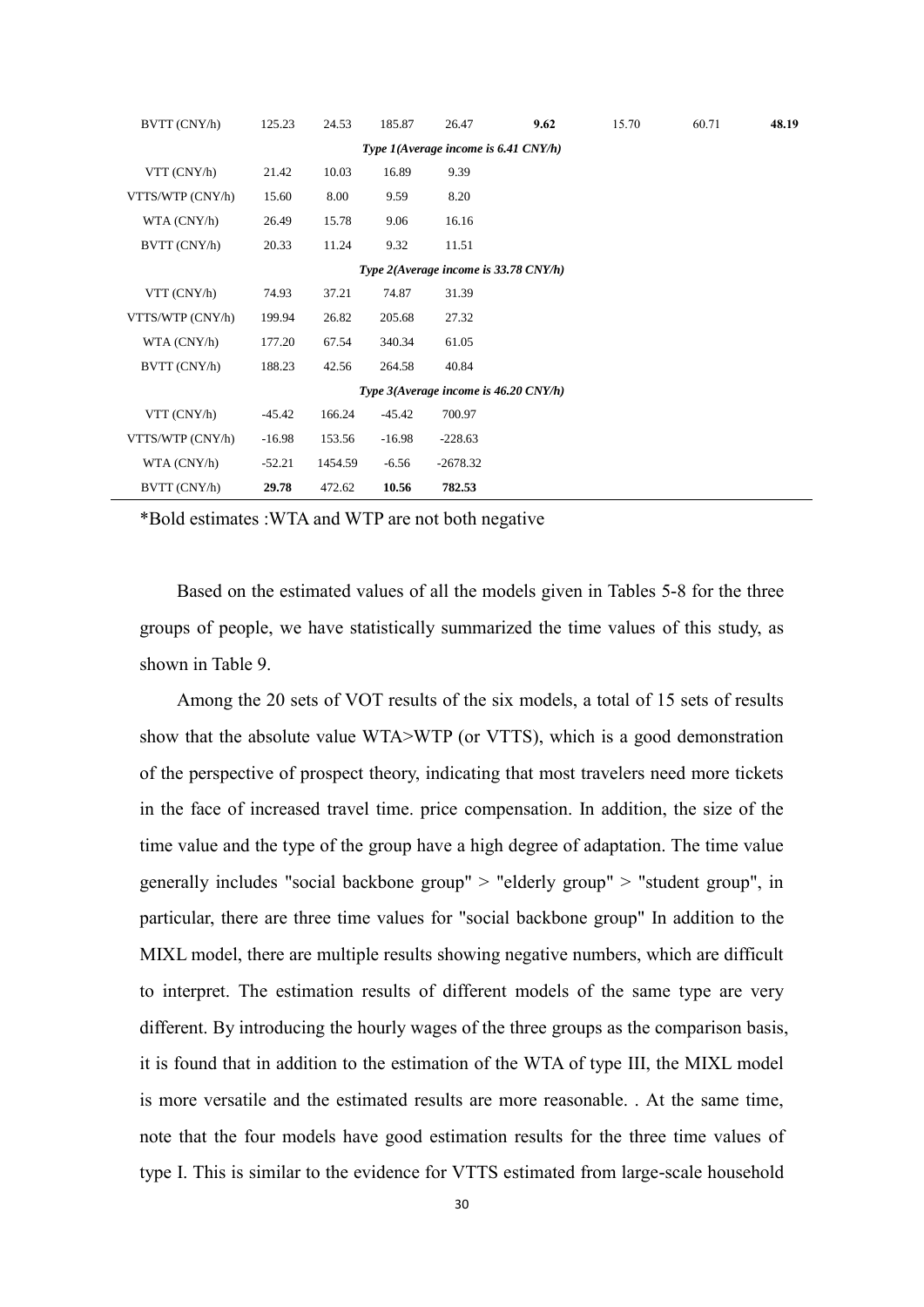| | | | | | | | | |
|---|---|---|---|---|---|---|---|---|
| BVTT (CNY/h) | 125.23 | 24.53 | 185.87 | 26.47 | **9.62** | 15.70 | 60.71 | **48.19** |
| *Type 1(Average income is 6.41 CNY/h)* | | | | | | | | |
| VTT (CNY/h) | 21.42 | 10.03 | 16.89 | 9.39 | | | | |
| VTTS/WTP (CNY/h) | 15.60 | 8.00 | 9.59 | 8.20 | | | | |
| WTA (CNY/h) | 26.49 | 15.78 | 9.06 | 16.16 | | | | |
| BVTT (CNY/h) | 20.33 | 11.24 | 9.32 | 11.51 | | | | |
| *Type 2(Average income is 33.78 CNY/h)* | | | | | | | | |
| VTT (CNY/h) | 74.93 | 37.21 | 74.87 | 31.39 | | | | |
| VTTS/WTP (CNY/h) | 199.94 | 26.82 | 205.68 | 27.32 | | | | |
| WTA (CNY/h) | 177.20 | 67.54 | 340.34 | 61.05 | | | | |
| BVTT (CNY/h) | 188.23 | 42.56 | 264.58 | 40.84 | | | | |
| *Type 3(Average income is 46.20 CNY/h)* | | | | | | | | |
| VTT (CNY/h) | -45.42 | 166.24 | -45.42 | 700.97 | | | | |
| VTTS/WTP (CNY/h) | -16.98 | 153.56 | -16.98 | -228.63 | | | | |
| WTA (CNY/h) | -52.21 | 1454.59 | -6.56 | -2678.32 | | | | |
| BVTT (CNY/h) | **29.78** | 472.62 | **10.56** | **782.53** | | | | |

*Bold estimates :WTA and WTP are not both negative

Based on the estimated values of all the models given in Tables 5-8 for the three groups of people, we have statistically summarized the time values of this study, as shown in Table 9.

Among the 20 sets of VOT results of the six models, a total of 15 sets of results show that the absolute value WTA>WTP (or VTTS), which is a good demonstration of the perspective of prospect theory, indicating that most travelers need more tickets in the face of increased travel time. price compensation. In addition, the size of the time value and the type of the group have a high degree of adaptation. The time value generally includes "social backbone group" > "elderly group" > "student group", in particular, there are three time values for "social backbone group" In addition to the MIXL model, there are multiple results showing negative numbers, which are difficult to interpret. The estimation results of different models of the same type are very different. By introducing the hourly wages of the three groups as the comparison basis, it is found that in addition to the estimation of the WTA of type III, the MIXL model is more versatile and the estimated results are more reasonable. . At the same time, note that the four models have good estimation results for the three time values of type I. This is similar to the evidence for VTTS estimated from large-scale household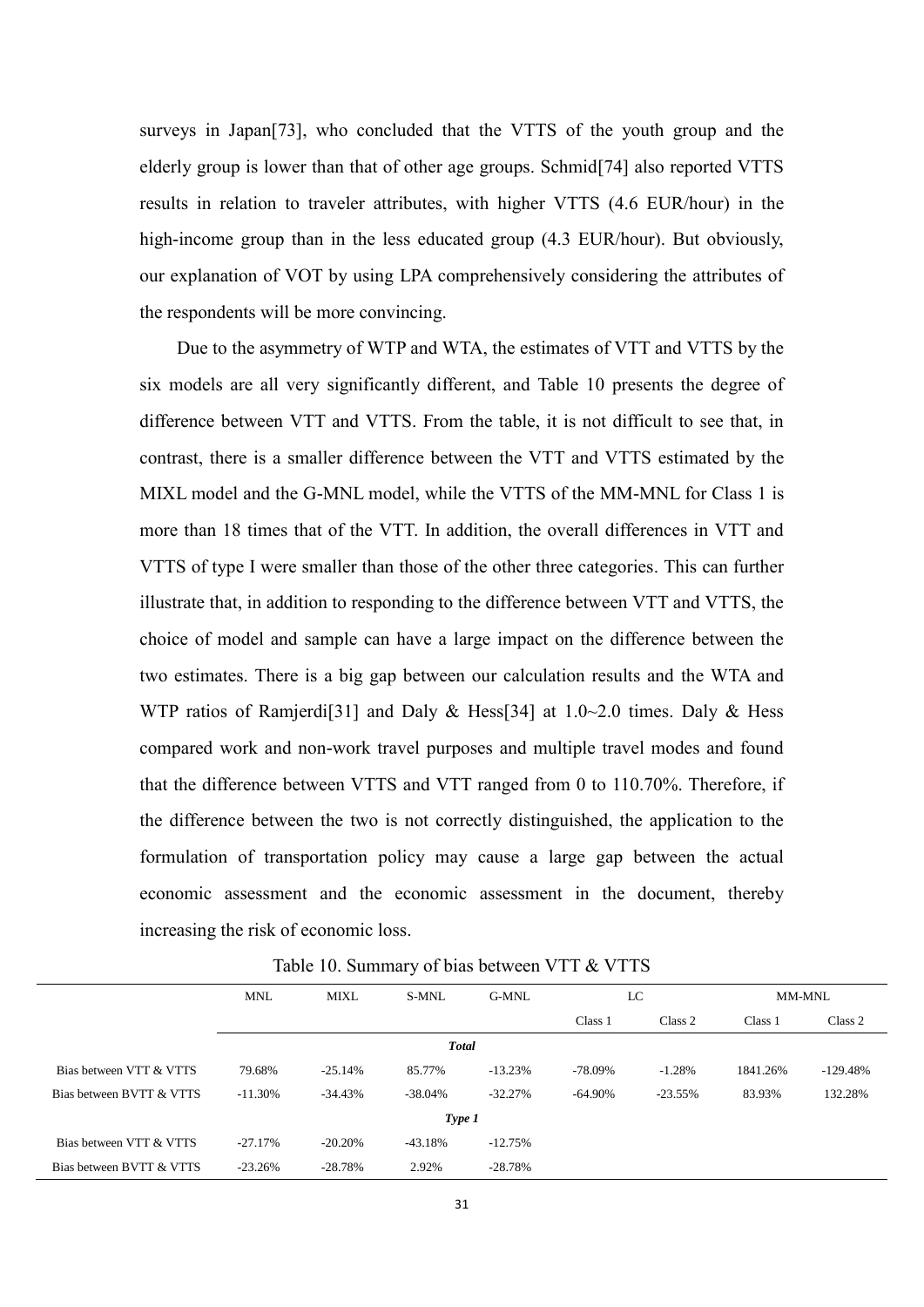surveys in Japan[73], who concluded that the VTTS of the youth group and the elderly group is lower than that of other age groups. Schmid[74] also reported VTTS results in relation to traveler attributes, with higher VTTS (4.6 EUR/hour) in the high-income group than in the less educated group (4.3 EUR/hour). But obviously, our explanation of VOT by using LPA comprehensively considering the attributes of the respondents will be more convincing.

Due to the asymmetry of WTP and WTA, the estimates of VTT and VTTS by the six models are all very significantly different, and Table 10 presents the degree of difference between VTT and VTTS. From the table, it is not difficult to see that, in contrast, there is a smaller difference between the VTT and VTTS estimated by the MIXL model and the G-MNL model, while the VTTS of the MM-MNL for Class 1 is more than 18 times that of the VTT. In addition, the overall differences in VTT and VTTS of type I were smaller than those of the other three categories. This can further illustrate that, in addition to responding to the difference between VTT and VTTS, the choice of model and sample can have a large impact on the difference between the two estimates. There is a big gap between our calculation results and the WTA and WTP ratios of Ramjerdi[31] and Daly & Hess[34] at 1.0~2.0 times. Daly & Hess compared work and non-work travel purposes and multiple travel modes and found that the difference between VTTS and VTT ranged from 0 to 110.70%. Therefore, if the difference between the two is not correctly distinguished, the application to the formulation of transportation policy may cause a large gap between the actual economic assessment and the economic assessment in the document, thereby increasing the risk of economic loss.

Table 10. Summary of bias between VTT & VTTS

| | MNL | MIXL | S-MNL | G-MNL | LC | | MM-MNL | |
|---|---|---|---|---|---|---|---|---|
| | | | | | Class 1 | Class 2 | Class 1 | Class 2 |
| | | | | ***Total*** | | | | |
| Bias between VTT & VTTS | 79.68% | -25.14% | 85.77% | -13.23% | -78.09% | -1.28% | 1841.26% | -129.48% |
| Bias between BVTT & VTTS | -11.30% | -34.43% | -38.04% | -32.27% | -64.90% | -23.55% | 83.93% | 132.28% |
| | | | | ***Type 1*** | | | | |
| Bias between VTT & VTTS | -27.17% | -20.20% | -43.18% | -12.75% | | | | |
| Bias between BVTT & VTTS | -23.26% | -28.78% | 2.92% | -28.78% | | | | |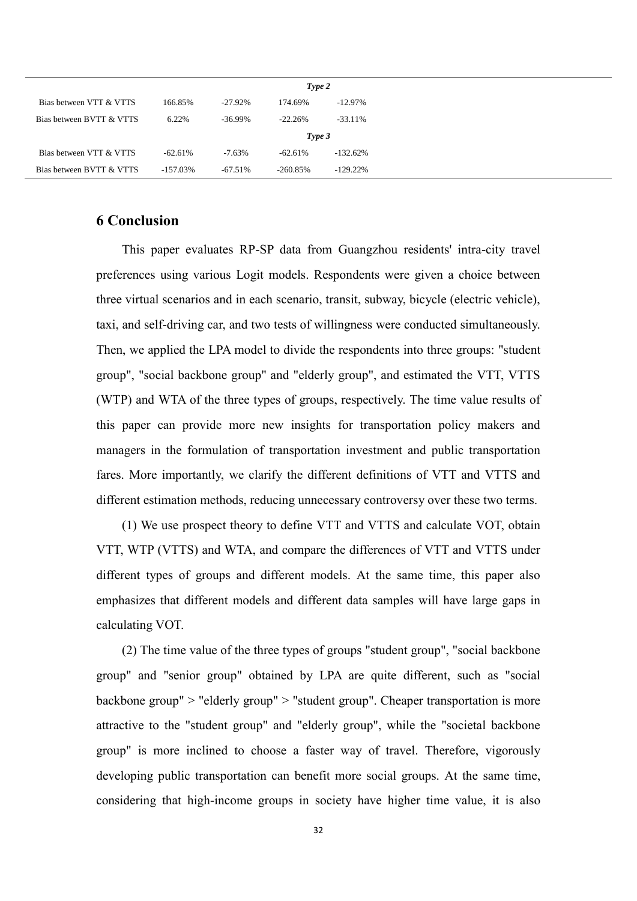| | | | | |
|---|---|---|---|---|
| | | | ***Type 2*** | |
| Bias between VTT & VTTS | 166.85% | -27.92% | 174.69% | -12.97% |
| Bias between BVTT & VTTS | 6.22% | -36.99% | -22.26% | -33.11% |
| | | | ***Type 3*** | |
| Bias between VTT & VTTS | -62.61% | -7.63% | -62.61% | -132.62% |
| Bias between BVTT & VTTS | -157.03% | -67.51% | -260.85% | -129.22% |

## 6 Conclusion

This paper evaluates RP-SP data from Guangzhou residents' intra-city travel preferences using various Logit models. Respondents were given a choice between three virtual scenarios and in each scenario, transit, subway, bicycle (electric vehicle), taxi, and self-driving car, and two tests of willingness were conducted simultaneously. Then, we applied the LPA model to divide the respondents into three groups: "student group", "social backbone group" and "elderly group", and estimated the VTT, VTTS (WTP) and WTA of the three types of groups, respectively. The time value results of this paper can provide more new insights for transportation policy makers and managers in the formulation of transportation investment and public transportation fares. More importantly, we clarify the different definitions of VTT and VTTS and different estimation methods, reducing unnecessary controversy over these two terms.

(1) We use prospect theory to define VTT and VTTS and calculate VOT, obtain VTT, WTP (VTTS) and WTA, and compare the differences of VTT and VTTS under different types of groups and different models. At the same time, this paper also emphasizes that different models and different data samples will have large gaps in calculating VOT.

(2) The time value of the three types of groups "student group", "social backbone group" and "senior group" obtained by LPA are quite different, such as "social backbone group" > "elderly group" > "student group". Cheaper transportation is more attractive to the "student group" and "elderly group", while the "societal backbone group" is more inclined to choose a faster way of travel. Therefore, vigorously developing public transportation can benefit more social groups. At the same time, considering that high-income groups in society have higher time value, it is also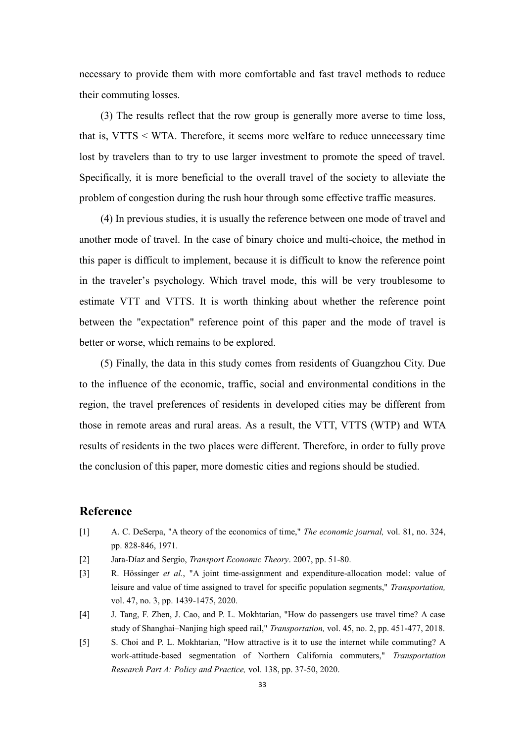necessary to provide them with more comfortable and fast travel methods to reduce their commuting losses.

(3) The results reflect that the row group is generally more averse to time loss, that is, VTTS < WTA. Therefore, it seems more welfare to reduce unnecessary time lost by travelers than to try to use larger investment to promote the speed of travel. Specifically, it is more beneficial to the overall travel of the society to alleviate the problem of congestion during the rush hour through some effective traffic measures.

(4) In previous studies, it is usually the reference between one mode of travel and another mode of travel. In the case of binary choice and multi-choice, the method in this paper is difficult to implement, because it is difficult to know the reference point in the traveler's psychology. Which travel mode, this will be very troublesome to estimate VTT and VTTS. It is worth thinking about whether the reference point between the "expectation" reference point of this paper and the mode of travel is better or worse, which remains to be explored.

(5) Finally, the data in this study comes from residents of Guangzhou City. Due to the influence of the economic, traffic, social and environmental conditions in the region, the travel preferences of residents in developed cities may be different from those in remote areas and rural areas. As a result, the VTT, VTTS (WTP) and WTA results of residents in the two places were different. Therefore, in order to fully prove the conclusion of this paper, more domestic cities and regions should be studied.

## Reference

[1] A. C. DeSerpa, "A theory of the economics of time," *The economic journal,* vol. 81, no. 324, pp. 828-846, 1971.

[2] Jara-Díaz and Sergio, *Transport Economic Theory*. 2007, pp. 51-80.

[3] R. Hössinger *et al.*, "A joint time-assignment and expenditure-allocation model: value of leisure and value of time assigned to travel for specific population segments," *Transportation,* vol. 47, no. 3, pp. 1439-1475, 2020.

[4] J. Tang, F. Zhen, J. Cao, and P. L. Mokhtarian, "How do passengers use travel time? A case study of Shanghai–Nanjing high speed rail," *Transportation,* vol. 45, no. 2, pp. 451-477, 2018.

[5] S. Choi and P. L. Mokhtarian, "How attractive is it to use the internet while commuting? A work-attitude-based segmentation of Northern California commuters," *Transportation Research Part A: Policy and Practice,* vol. 138, pp. 37-50, 2020.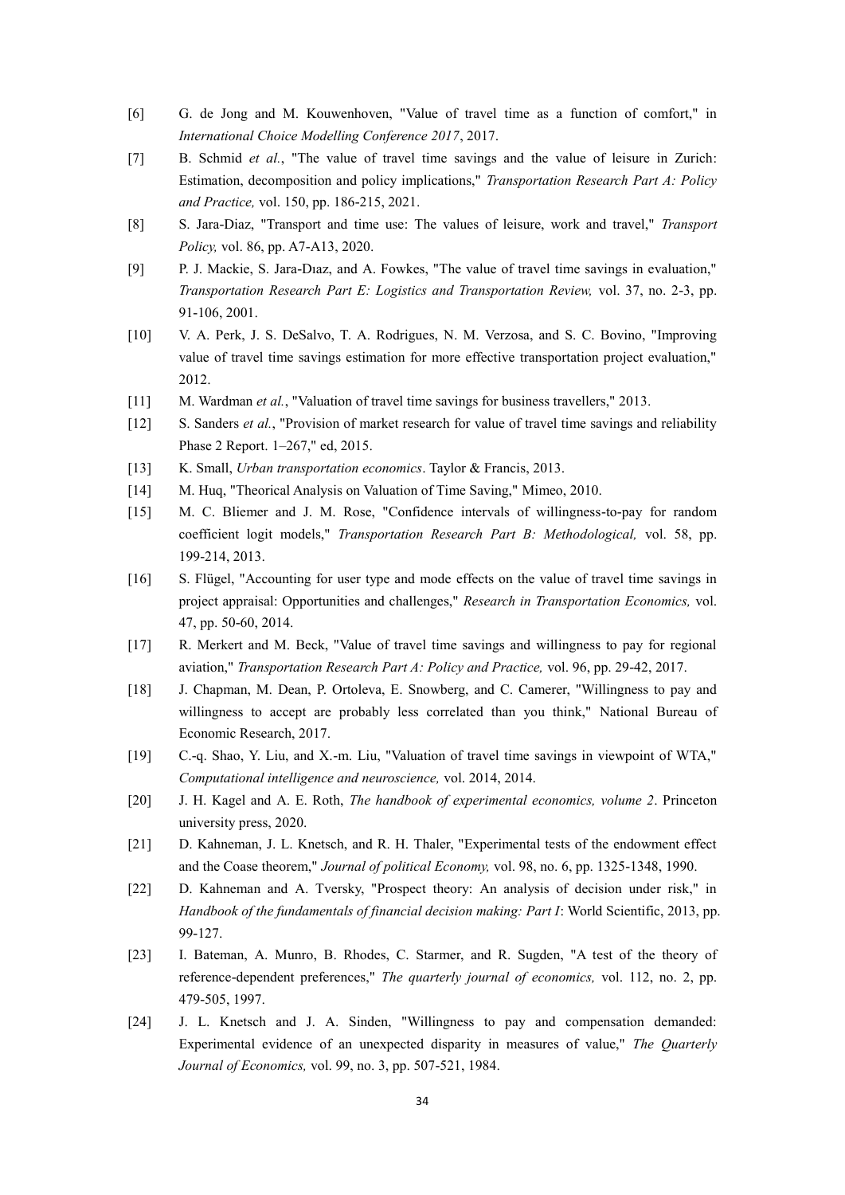[6] G. de Jong and M. Kouwenhoven, "Value of travel time as a function of comfort," in *International Choice Modelling Conference 2017*, 2017.

[7] B. Schmid *et al.*, "The value of travel time savings and the value of leisure in Zurich: Estimation, decomposition and policy implications," *Transportation Research Part A: Policy and Practice,* vol. 150, pp. 186-215, 2021.

[8] S. Jara-Diaz, "Transport and time use: The values of leisure, work and travel," *Transport Policy,* vol. 86, pp. A7-A13, 2020.

[9] P. J. Mackie, S. Jara-Dıaz, and A. Fowkes, "The value of travel time savings in evaluation," *Transportation Research Part E: Logistics and Transportation Review,* vol. 37, no. 2-3, pp. 91-106, 2001.

[10] V. A. Perk, J. S. DeSalvo, T. A. Rodrigues, N. M. Verzosa, and S. C. Bovino, "Improving value of travel time savings estimation for more effective transportation project evaluation," 2012.

[11] M. Wardman *et al.*, "Valuation of travel time savings for business travellers," 2013.

[12] S. Sanders *et al.*, "Provision of market research for value of travel time savings and reliability Phase 2 Report. 1–267," ed, 2015.

[13] K. Small, *Urban transportation economics*. Taylor & Francis, 2013.

[14] M. Huq, "Theorical Analysis on Valuation of Time Saving," Mimeo, 2010.

[15] M. C. Bliemer and J. M. Rose, "Confidence intervals of willingness-to-pay for random coefficient logit models," *Transportation Research Part B: Methodological,* vol. 58, pp. 199-214, 2013.

[16] S. Flügel, "Accounting for user type and mode effects on the value of travel time savings in project appraisal: Opportunities and challenges," *Research in Transportation Economics,* vol. 47, pp. 50-60, 2014.

[17] R. Merkert and M. Beck, "Value of travel time savings and willingness to pay for regional aviation," *Transportation Research Part A: Policy and Practice,* vol. 96, pp. 29-42, 2017.

[18] J. Chapman, M. Dean, P. Ortoleva, E. Snowberg, and C. Camerer, "Willingness to pay and willingness to accept are probably less correlated than you think," National Bureau of Economic Research, 2017.

[19] C.-q. Shao, Y. Liu, and X.-m. Liu, "Valuation of travel time savings in viewpoint of WTA," *Computational intelligence and neuroscience,* vol. 2014, 2014.

[20] J. H. Kagel and A. E. Roth, *The handbook of experimental economics, volume 2*. Princeton university press, 2020.

[21] D. Kahneman, J. L. Knetsch, and R. H. Thaler, "Experimental tests of the endowment effect and the Coase theorem," *Journal of political Economy,* vol. 98, no. 6, pp. 1325-1348, 1990.

[22] D. Kahneman and A. Tversky, "Prospect theory: An analysis of decision under risk," in *Handbook of the fundamentals of financial decision making: Part I*: World Scientific, 2013, pp. 99-127.

[23] I. Bateman, A. Munro, B. Rhodes, C. Starmer, and R. Sugden, "A test of the theory of reference-dependent preferences," *The quarterly journal of economics,* vol. 112, no. 2, pp. 479-505, 1997.

[24] J. L. Knetsch and J. A. Sinden, "Willingness to pay and compensation demanded: Experimental evidence of an unexpected disparity in measures of value," *The Quarterly Journal of Economics,* vol. 99, no. 3, pp. 507-521, 1984.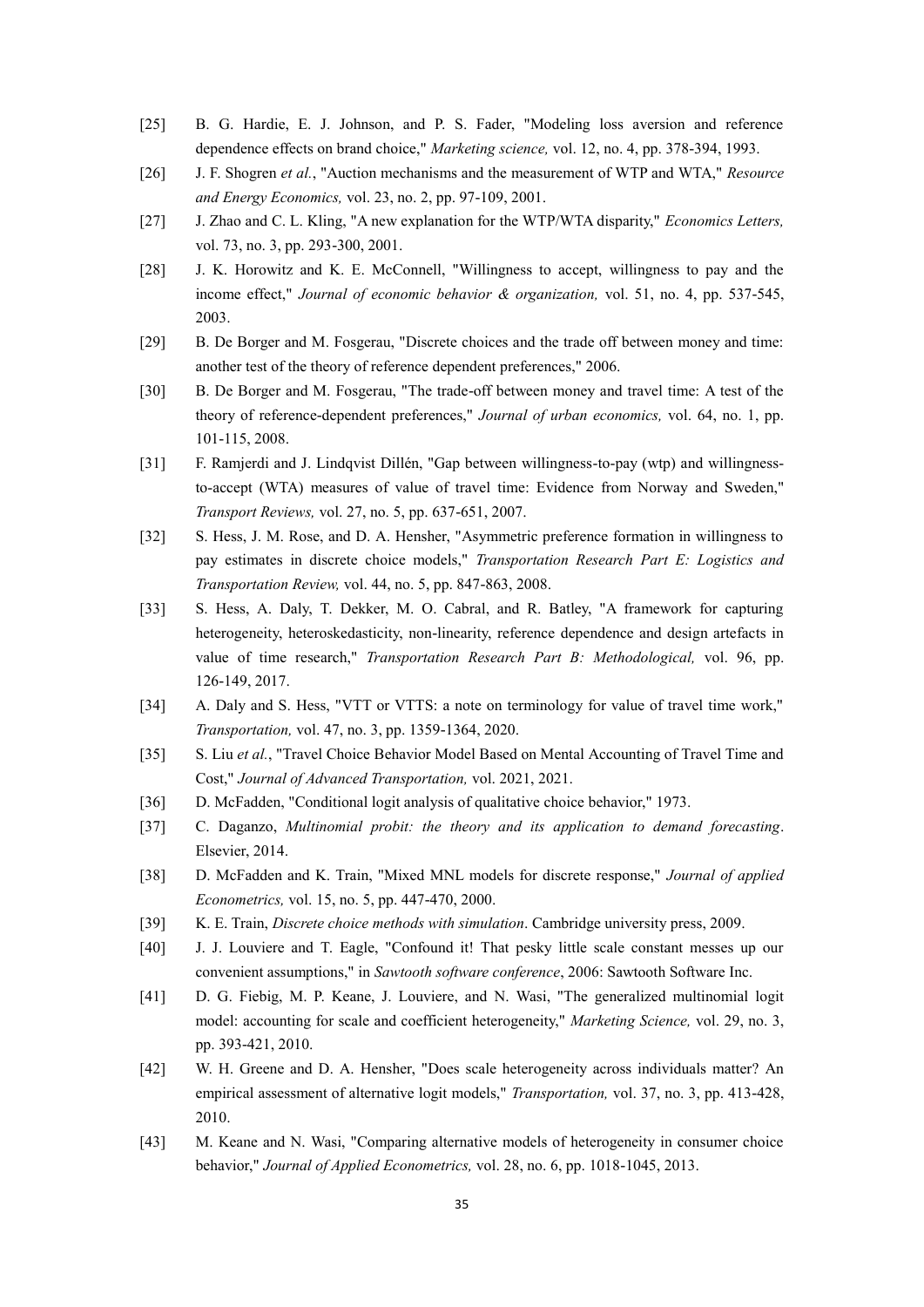[25] B. G. Hardie, E. J. Johnson, and P. S. Fader, "Modeling loss aversion and reference dependence effects on brand choice," *Marketing science,* vol. 12, no. 4, pp. 378-394, 1993.

[26] J. F. Shogren *et al.*, "Auction mechanisms and the measurement of WTP and WTA," *Resource and Energy Economics,* vol. 23, no. 2, pp. 97-109, 2001.

[27] J. Zhao and C. L. Kling, "A new explanation for the WTP/WTA disparity," *Economics Letters,* vol. 73, no. 3, pp. 293-300, 2001.

[28] J. K. Horowitz and K. E. McConnell, "Willingness to accept, willingness to pay and the income effect," *Journal of economic behavior & organization,* vol. 51, no. 4, pp. 537-545, 2003.

[29] B. De Borger and M. Fosgerau, "Discrete choices and the trade off between money and time: another test of the theory of reference dependent preferences," 2006.

[30] B. De Borger and M. Fosgerau, "The trade-off between money and travel time: A test of the theory of reference-dependent preferences," *Journal of urban economics,* vol. 64, no. 1, pp. 101-115, 2008.

[31] F. Ramjerdi and J. Lindqvist Dillén, "Gap between willingness-to-pay (wtp) and willingness-to-accept (WTA) measures of value of travel time: Evidence from Norway and Sweden," *Transport Reviews,* vol. 27, no. 5, pp. 637-651, 2007.

[32] S. Hess, J. M. Rose, and D. A. Hensher, "Asymmetric preference formation in willingness to pay estimates in discrete choice models," *Transportation Research Part E: Logistics and Transportation Review,* vol. 44, no. 5, pp. 847-863, 2008.

[33] S. Hess, A. Daly, T. Dekker, M. O. Cabral, and R. Batley, "A framework for capturing heterogeneity, heteroskedasticity, non-linearity, reference dependence and design artefacts in value of time research," *Transportation Research Part B: Methodological,* vol. 96, pp. 126-149, 2017.

[34] A. Daly and S. Hess, "VTT or VTTS: a note on terminology for value of travel time work," *Transportation,* vol. 47, no. 3, pp. 1359-1364, 2020.

[35] S. Liu *et al.*, "Travel Choice Behavior Model Based on Mental Accounting of Travel Time and Cost," *Journal of Advanced Transportation,* vol. 2021, 2021.

[36] D. McFadden, "Conditional logit analysis of qualitative choice behavior," 1973.

[37] C. Daganzo, *Multinomial probit: the theory and its application to demand forecasting*. Elsevier, 2014.

[38] D. McFadden and K. Train, "Mixed MNL models for discrete response," *Journal of applied Econometrics,* vol. 15, no. 5, pp. 447-470, 2000.

[39] K. E. Train, *Discrete choice methods with simulation*. Cambridge university press, 2009.

[40] J. J. Louviere and T. Eagle, "Confound it! That pesky little scale constant messes up our convenient assumptions," in *Sawtooth software conference*, 2006: Sawtooth Software Inc.

[41] D. G. Fiebig, M. P. Keane, J. Louviere, and N. Wasi, "The generalized multinomial logit model: accounting for scale and coefficient heterogeneity," *Marketing Science,* vol. 29, no. 3, pp. 393-421, 2010.

[42] W. H. Greene and D. A. Hensher, "Does scale heterogeneity across individuals matter? An empirical assessment of alternative logit models," *Transportation,* vol. 37, no. 3, pp. 413-428, 2010.

[43] M. Keane and N. Wasi, "Comparing alternative models of heterogeneity in consumer choice behavior," *Journal of Applied Econometrics,* vol. 28, no. 6, pp. 1018-1045, 2013.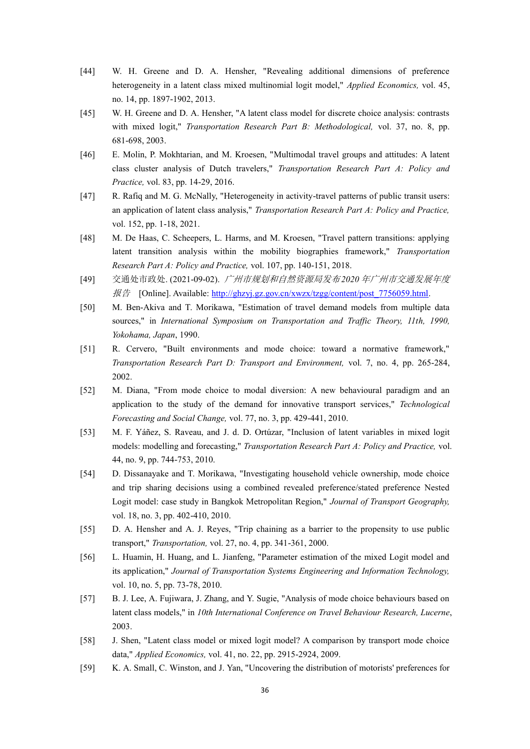[44] W. H. Greene and D. A. Hensher, "Revealing additional dimensions of preference heterogeneity in a latent class mixed multinomial logit model," *Applied Economics,* vol. 45, no. 14, pp. 1897-1902, 2013.

[45] W. H. Greene and D. A. Hensher, "A latent class model for discrete choice analysis: contrasts with mixed logit," *Transportation Research Part B: Methodological,* vol. 37, no. 8, pp. 681-698, 2003.

[46] E. Molin, P. Mokhtarian, and M. Kroesen, "Multimodal travel groups and attitudes: A latent class cluster analysis of Dutch travelers," *Transportation Research Part A: Policy and Practice,* vol. 83, pp. 14-29, 2016.

[47] R. Rafiq and M. G. McNally, "Heterogeneity in activity-travel patterns of public transit users: an application of latent class analysis," *Transportation Research Part A: Policy and Practice,* vol. 152, pp. 1-18, 2021.

[48] M. De Haas, C. Scheepers, L. Harms, and M. Kroesen, "Travel pattern transitions: applying latent transition analysis within the mobility biographies framework," *Transportation Research Part A: Policy and Practice,* vol. 107, pp. 140-151, 2018.

[49] 交通处市政处. (2021-09-02). *广州市规划和自然资源局发布2020年广州市交通发展年度报告* [Online]. Available: http://ghzyj.gz.gov.cn/xwzx/tzgg/content/post_7756059.html.

[50] M. Ben-Akiva and T. Morikawa, "Estimation of travel demand models from multiple data sources," in *International Symposium on Transportation and Traffic Theory, 11th, 1990, Yokohama, Japan*, 1990.

[51] R. Cervero, "Built environments and mode choice: toward a normative framework," *Transportation Research Part D: Transport and Environment,* vol. 7, no. 4, pp. 265-284, 2002.

[52] M. Diana, "From mode choice to modal diversion: A new behavioural paradigm and an application to the study of the demand for innovative transport services," *Technological Forecasting and Social Change,* vol. 77, no. 3, pp. 429-441, 2010.

[53] M. F. Yáñez, S. Raveau, and J. d. D. Ortúzar, "Inclusion of latent variables in mixed logit models: modelling and forecasting," *Transportation Research Part A: Policy and Practice,* vol. 44, no. 9, pp. 744-753, 2010.

[54] D. Dissanayake and T. Morikawa, "Investigating household vehicle ownership, mode choice and trip sharing decisions using a combined revealed preference/stated preference Nested Logit model: case study in Bangkok Metropolitan Region," *Journal of Transport Geography,* vol. 18, no. 3, pp. 402-410, 2010.

[55] D. A. Hensher and A. J. Reyes, "Trip chaining as a barrier to the propensity to use public transport," *Transportation,* vol. 27, no. 4, pp. 341-361, 2000.

[56] L. Huamin, H. Huang, and L. Jianfeng, "Parameter estimation of the mixed Logit model and its application," *Journal of Transportation Systems Engineering and Information Technology,* vol. 10, no. 5, pp. 73-78, 2010.

[57] B. J. Lee, A. Fujiwara, J. Zhang, and Y. Sugie, "Analysis of mode choice behaviours based on latent class models," in *10th International Conference on Travel Behaviour Research, Lucerne*, 2003.

[58] J. Shen, "Latent class model or mixed logit model? A comparison by transport mode choice data," *Applied Economics,* vol. 41, no. 22, pp. 2915-2924, 2009.

[59] K. A. Small, C. Winston, and J. Yan, "Uncovering the distribution of motorists' preferences for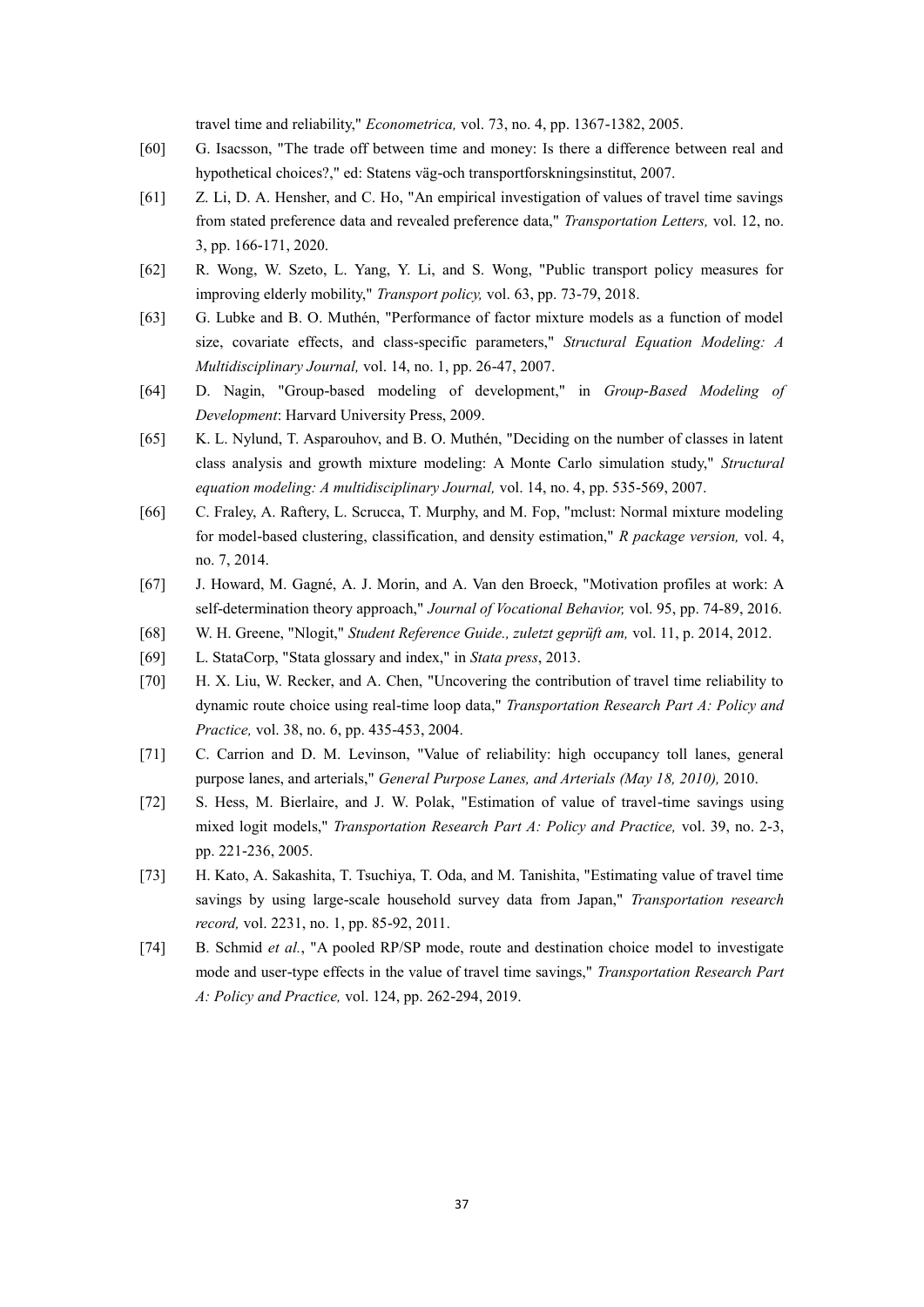travel time and reliability," *Econometrica,* vol. 73, no. 4, pp. 1367-1382, 2005.

[60] G. Isacsson, "The trade off between time and money: Is there a difference between real and hypothetical choices?," ed: Statens väg-och transportforskningsinstitut, 2007.

[61] Z. Li, D. A. Hensher, and C. Ho, "An empirical investigation of values of travel time savings from stated preference data and revealed preference data," *Transportation Letters,* vol. 12, no. 3, pp. 166-171, 2020.

[62] R. Wong, W. Szeto, L. Yang, Y. Li, and S. Wong, "Public transport policy measures for improving elderly mobility," *Transport policy,* vol. 63, pp. 73-79, 2018.

[63] G. Lubke and B. O. Muthén, "Performance of factor mixture models as a function of model size, covariate effects, and class-specific parameters," *Structural Equation Modeling: A Multidisciplinary Journal,* vol. 14, no. 1, pp. 26-47, 2007.

[64] D. Nagin, "Group-based modeling of development," in *Group-Based Modeling of Development*: Harvard University Press, 2009.

[65] K. L. Nylund, T. Asparouhov, and B. O. Muthén, "Deciding on the number of classes in latent class analysis and growth mixture modeling: A Monte Carlo simulation study," *Structural equation modeling: A multidisciplinary Journal,* vol. 14, no. 4, pp. 535-569, 2007.

[66] C. Fraley, A. Raftery, L. Scrucca, T. Murphy, and M. Fop, "mclust: Normal mixture modeling for model-based clustering, classification, and density estimation," *R package version,* vol. 4, no. 7, 2014.

[67] J. Howard, M. Gagné, A. J. Morin, and A. Van den Broeck, "Motivation profiles at work: A self-determination theory approach," *Journal of Vocational Behavior,* vol. 95, pp. 74-89, 2016.

[68] W. H. Greene, "Nlogit," *Student Reference Guide., zuletzt geprüft am,* vol. 11, p. 2014, 2012.

[69] L. StataCorp, "Stata glossary and index," in *Stata press*, 2013.

[70] H. X. Liu, W. Recker, and A. Chen, "Uncovering the contribution of travel time reliability to dynamic route choice using real-time loop data," *Transportation Research Part A: Policy and Practice,* vol. 38, no. 6, pp. 435-453, 2004.

[71] C. Carrion and D. M. Levinson, "Value of reliability: high occupancy toll lanes, general purpose lanes, and arterials," *General Purpose Lanes, and Arterials (May 18, 2010),* 2010.

[72] S. Hess, M. Bierlaire, and J. W. Polak, "Estimation of value of travel-time savings using mixed logit models," *Transportation Research Part A: Policy and Practice,* vol. 39, no. 2-3, pp. 221-236, 2005.

[73] H. Kato, A. Sakashita, T. Tsuchiya, T. Oda, and M. Tanishita, "Estimating value of travel time savings by using large-scale household survey data from Japan," *Transportation research record,* vol. 2231, no. 1, pp. 85-92, 2011.

[74] B. Schmid *et al.*, "A pooled RP/SP mode, route and destination choice model to investigate mode and user-type effects in the value of travel time savings," *Transportation Research Part A: Policy and Practice,* vol. 124, pp. 262-294, 2019.